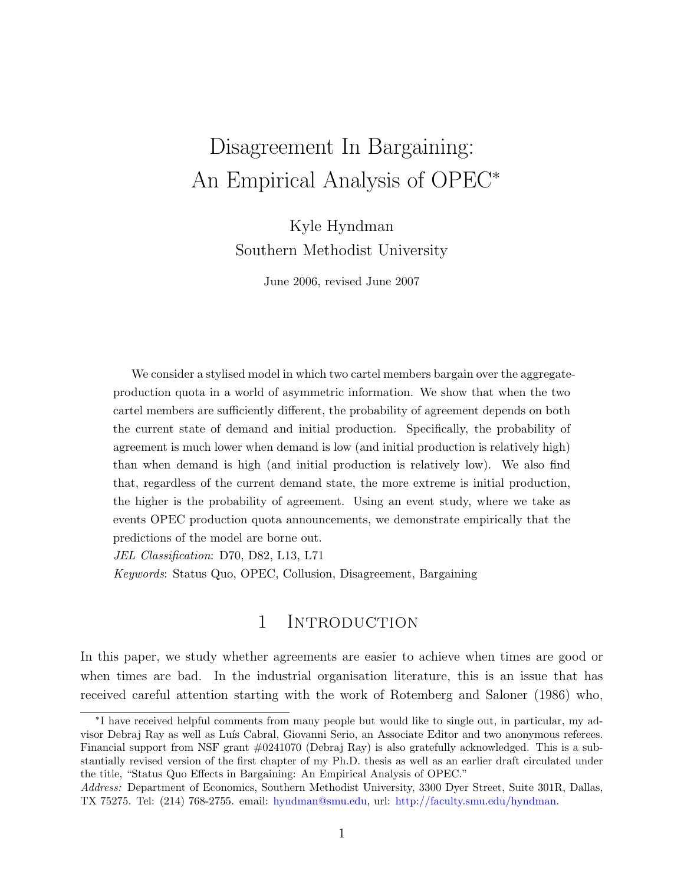# Disagreement In Bargaining: An Empirical Analysis of OPEC*

Kyle Hyndman
Southern Methodist University

June 2006, revised June 2007

We consider a stylised model in which two cartel members bargain over the aggregate-production quota in a world of asymmetric information. We show that when the two cartel members are sufficiently different, the probability of agreement depends on both the current state of demand and initial production. Specifically, the probability of agreement is much lower when demand is low (and initial production is relatively high) than when demand is high (and initial production is relatively low). We also find that, regardless of the current demand state, the more extreme is initial production, the higher is the probability of agreement. Using an event study, where we take as events OPEC production quota announcements, we demonstrate empirically that the predictions of the model are borne out.

*JEL Classification*: D70, D82, L13, L71

*Keywords*: Status Quo, OPEC, Collusion, Disagreement, Bargaining

## 1 Introduction

In this paper, we study whether agreements are easier to achieve when times are good or when times are bad. In the industrial organisation literature, this is an issue that has received careful attention starting with the work of Rotemberg and Saloner (1986) who,

---

*I have received helpful comments from many people but would like to single out, in particular, my advisor Debraj Ray as well as Luís Cabral, Giovanni Serio, an Associate Editor and two anonymous referees. Financial support from NSF grant #0241070 (Debraj Ray) is also gratefully acknowledged. This is a substantially revised version of the first chapter of my Ph.D. thesis as well as an earlier draft circulated under the title, "Status Quo Effects in Bargaining: An Empirical Analysis of OPEC."

*Address:* Department of Economics, Southern Methodist University, 3300 Dyer Street, Suite 301R, Dallas, TX 75275. Tel: (214) 768-2755. email: hyndman@smu.edu, url: http://faculty.smu.edu/hyndman.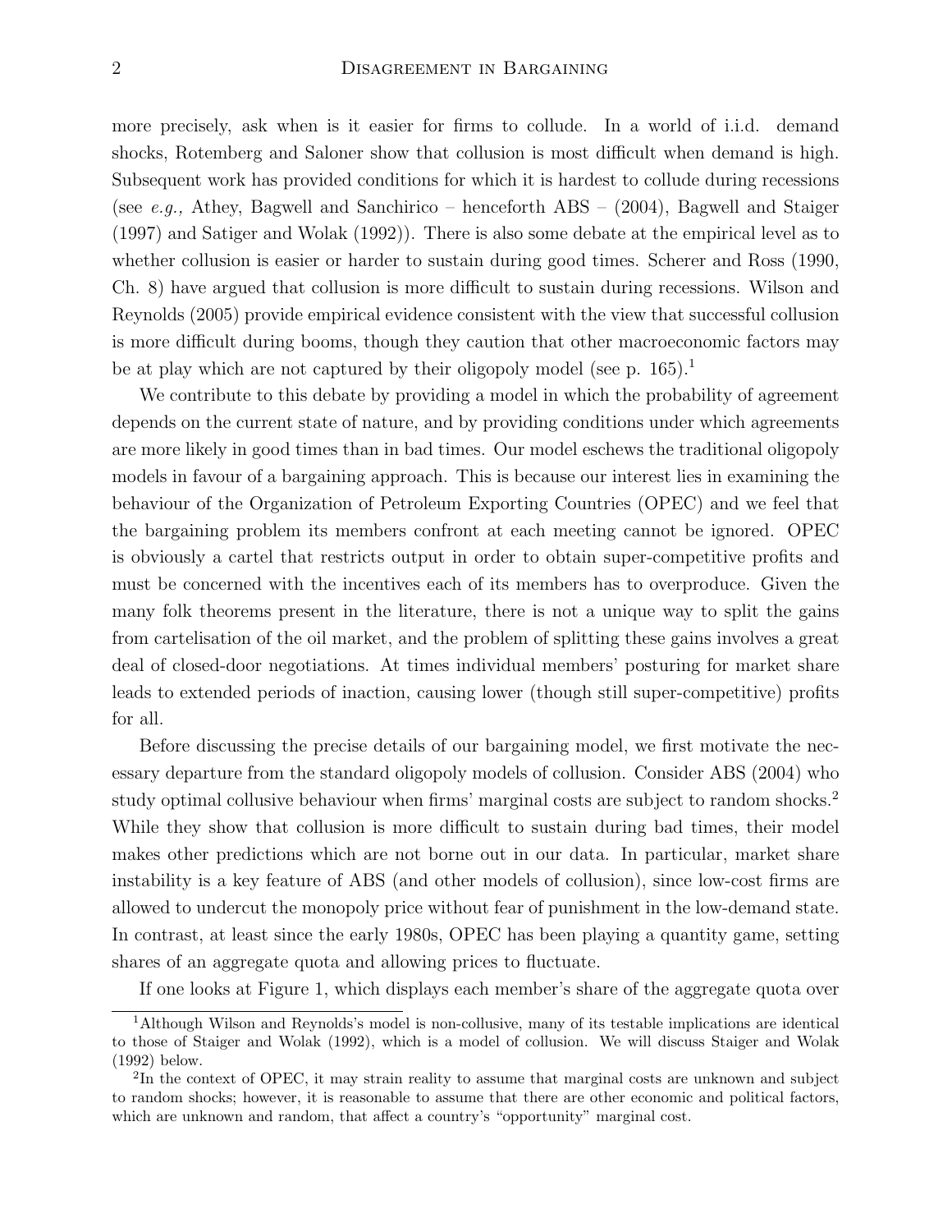more precisely, ask when is it easier for firms to collude. In a world of i.i.d. demand shocks, Rotemberg and Saloner show that collusion is most difficult when demand is high. Subsequent work has provided conditions for which it is hardest to collude during recessions (see *e.g.,* Athey, Bagwell and Sanchirico – henceforth ABS – (2004), Bagwell and Staiger (1997) and Satiger and Wolak (1992)). There is also some debate at the empirical level as to whether collusion is easier or harder to sustain during good times. Scherer and Ross (1990, Ch. 8) have argued that collusion is more difficult to sustain during recessions. Wilson and Reynolds (2005) provide empirical evidence consistent with the view that successful collusion is more difficult during booms, though they caution that other macroeconomic factors may be at play which are not captured by their oligopoly model (see p. 165).[1]

We contribute to this debate by providing a model in which the probability of agreement depends on the current state of nature, and by providing conditions under which agreements are more likely in good times than in bad times. Our model eschews the traditional oligopoly models in favour of a bargaining approach. This is because our interest lies in examining the behaviour of the Organization of Petroleum Exporting Countries (OPEC) and we feel that the bargaining problem its members confront at each meeting cannot be ignored. OPEC is obviously a cartel that restricts output in order to obtain super-competitive profits and must be concerned with the incentives each of its members has to overproduce. Given the many folk theorems present in the literature, there is not a unique way to split the gains from cartelisation of the oil market, and the problem of splitting these gains involves a great deal of closed-door negotiations. At times individual members' posturing for market share leads to extended periods of inaction, causing lower (though still super-competitive) profits for all.

Before discussing the precise details of our bargaining model, we first motivate the necessary departure from the standard oligopoly models of collusion. Consider ABS (2004) who study optimal collusive behaviour when firms' marginal costs are subject to random shocks.[2] While they show that collusion is more difficult to sustain during bad times, their model makes other predictions which are not borne out in our data. In particular, market share instability is a key feature of ABS (and other models of collusion), since low-cost firms are allowed to undercut the monopoly price without fear of punishment in the low-demand state. In contrast, at least since the early 1980s, OPEC has been playing a quantity game, setting shares of an aggregate quota and allowing prices to fluctuate.

If one looks at Figure 1, which displays each member's share of the aggregate quota over

[1] Although Wilson and Reynolds's model is non-collusive, many of its testable implications are identical to those of Staiger and Wolak (1992), which is a model of collusion. We will discuss Staiger and Wolak (1992) below.

[2] In the context of OPEC, it may strain reality to assume that marginal costs are unknown and subject to random shocks; however, it is reasonable to assume that there are other economic and political factors, which are unknown and random, that affect a country's "opportunity" marginal cost.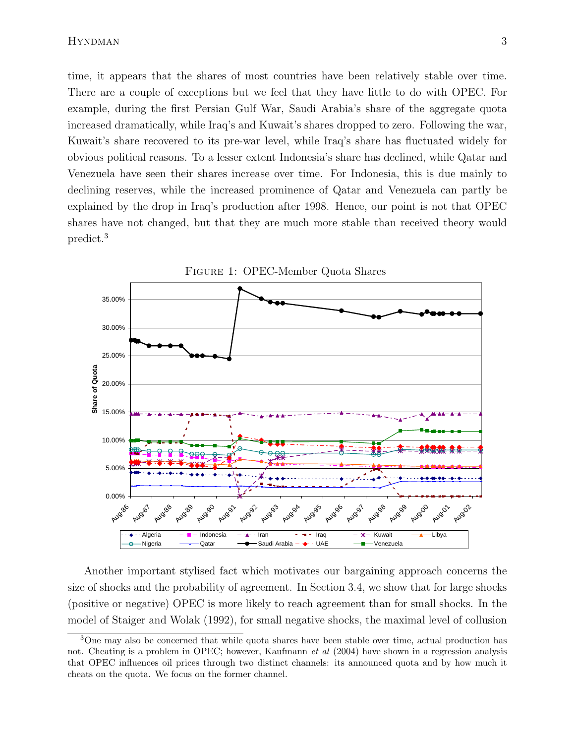time, it appears that the shares of most countries have been relatively stable over time. There are a couple of exceptions but we feel that they have little to do with OPEC. For example, during the first Persian Gulf War, Saudi Arabia's share of the aggregate quota increased dramatically, while Iraq's and Kuwait's shares dropped to zero. Following the war, Kuwait's share recovered to its pre-war level, while Iraq's share has fluctuated widely for obvious political reasons. To a lesser extent Indonesia's share has declined, while Qatar and Venezuela have seen their shares increase over time. For Indonesia, this is due mainly to declining reserves, while the increased prominence of Qatar and Venezuela can partly be explained by the drop in Iraq's production after 1998. Hence, our point is not that OPEC shares have not changed, but that they are much more stable than received theory would predict.[3]

Figure 1: OPEC-Member Quota Shares

Another important stylised fact which motivates our bargaining approach concerns the size of shocks and the probability of agreement. In Section 3.4, we show that for large shocks (positive or negative) OPEC is more likely to reach agreement than for small shocks. In the model of Staiger and Wolak (1992), for small negative shocks, the maximal level of collusion

[3] One may also be concerned that while quota shares have been stable over time, actual production has not. Cheating is a problem in OPEC; however, Kaufmann *et al* (2004) have shown in a regression analysis that OPEC influences oil prices through two distinct channels: its announced quota and by how much it cheats on the quota. We focus on the former channel.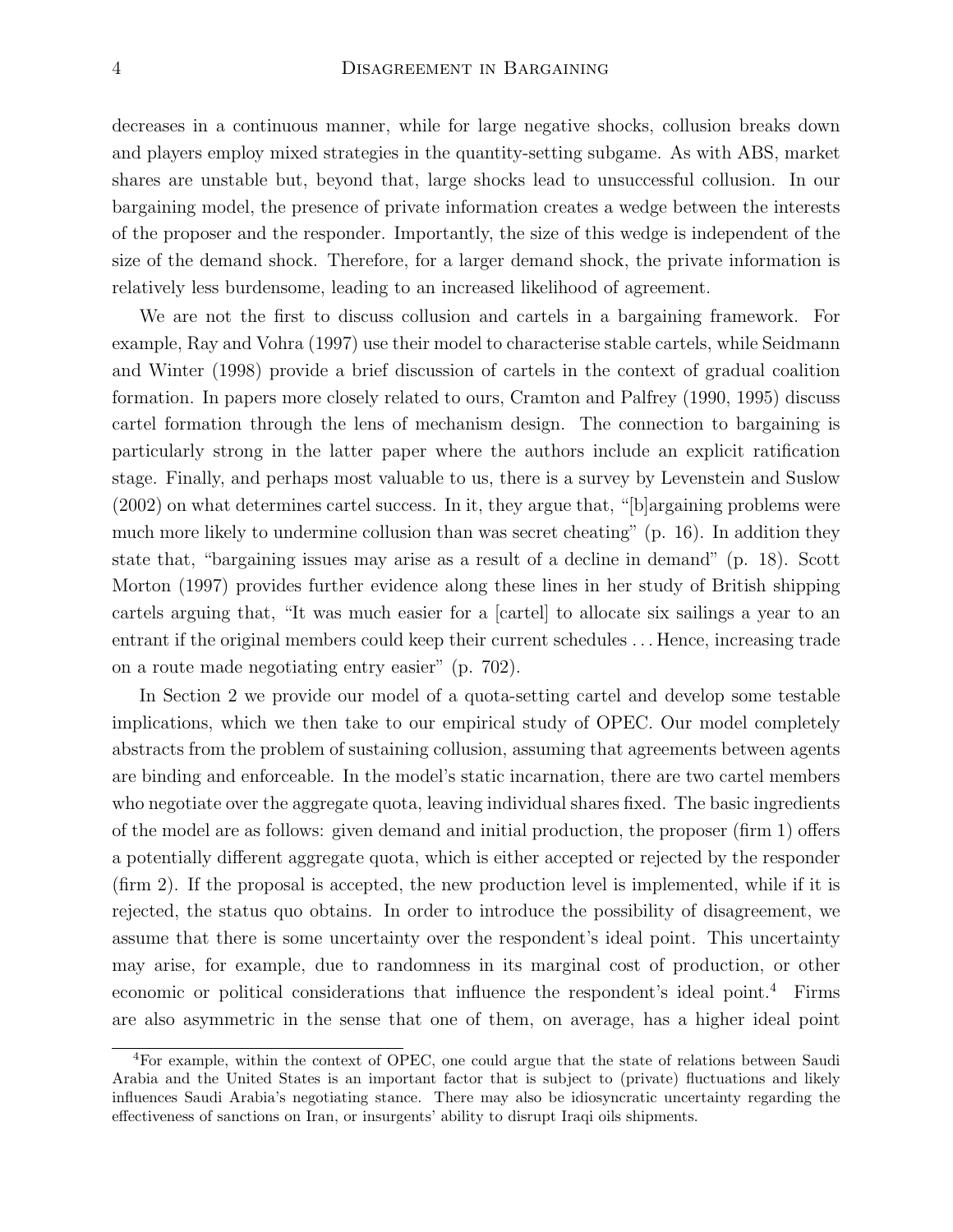decreases in a continuous manner, while for large negative shocks, collusion breaks down and players employ mixed strategies in the quantity-setting subgame. As with ABS, market shares are unstable but, beyond that, large shocks lead to unsuccessful collusion. In our bargaining model, the presence of private information creates a wedge between the interests of the proposer and the responder. Importantly, the size of this wedge is independent of the size of the demand shock. Therefore, for a larger demand shock, the private information is relatively less burdensome, leading to an increased likelihood of agreement.

We are not the first to discuss collusion and cartels in a bargaining framework. For example, Ray and Vohra (1997) use their model to characterise stable cartels, while Seidmann and Winter (1998) provide a brief discussion of cartels in the context of gradual coalition formation. In papers more closely related to ours, Cramton and Palfrey (1990, 1995) discuss cartel formation through the lens of mechanism design. The connection to bargaining is particularly strong in the latter paper where the authors include an explicit ratification stage. Finally, and perhaps most valuable to us, there is a survey by Levenstein and Suslow (2002) on what determines cartel success. In it, they argue that, "[b]argaining problems were much more likely to undermine collusion than was secret cheating" (p. 16). In addition they state that, "bargaining issues may arise as a result of a decline in demand" (p. 18). Scott Morton (1997) provides further evidence along these lines in her study of British shipping cartels arguing that, "It was much easier for a [cartel] to allocate six sailings a year to an entrant if the original members could keep their current schedules . . . Hence, increasing trade on a route made negotiating entry easier" (p. 702).

In Section 2 we provide our model of a quota-setting cartel and develop some testable implications, which we then take to our empirical study of OPEC. Our model completely abstracts from the problem of sustaining collusion, assuming that agreements between agents are binding and enforceable. In the model's static incarnation, there are two cartel members who negotiate over the aggregate quota, leaving individual shares fixed. The basic ingredients of the model are as follows: given demand and initial production, the proposer (firm 1) offers a potentially different aggregate quota, which is either accepted or rejected by the responder (firm 2). If the proposal is accepted, the new production level is implemented, while if it is rejected, the status quo obtains. In order to introduce the possibility of disagreement, we assume that there is some uncertainty over the respondent's ideal point. This uncertainty may arise, for example, due to randomness in its marginal cost of production, or other economic or political considerations that influence the respondent's ideal point.[4] Firms are also asymmetric in the sense that one of them, on average, has a higher ideal point

[4]For example, within the context of OPEC, one could argue that the state of relations between Saudi Arabia and the United States is an important factor that is subject to (private) fluctuations and likely influences Saudi Arabia's negotiating stance. There may also be idiosyncratic uncertainty regarding the effectiveness of sanctions on Iran, or insurgents' ability to disrupt Iraqi oils shipments.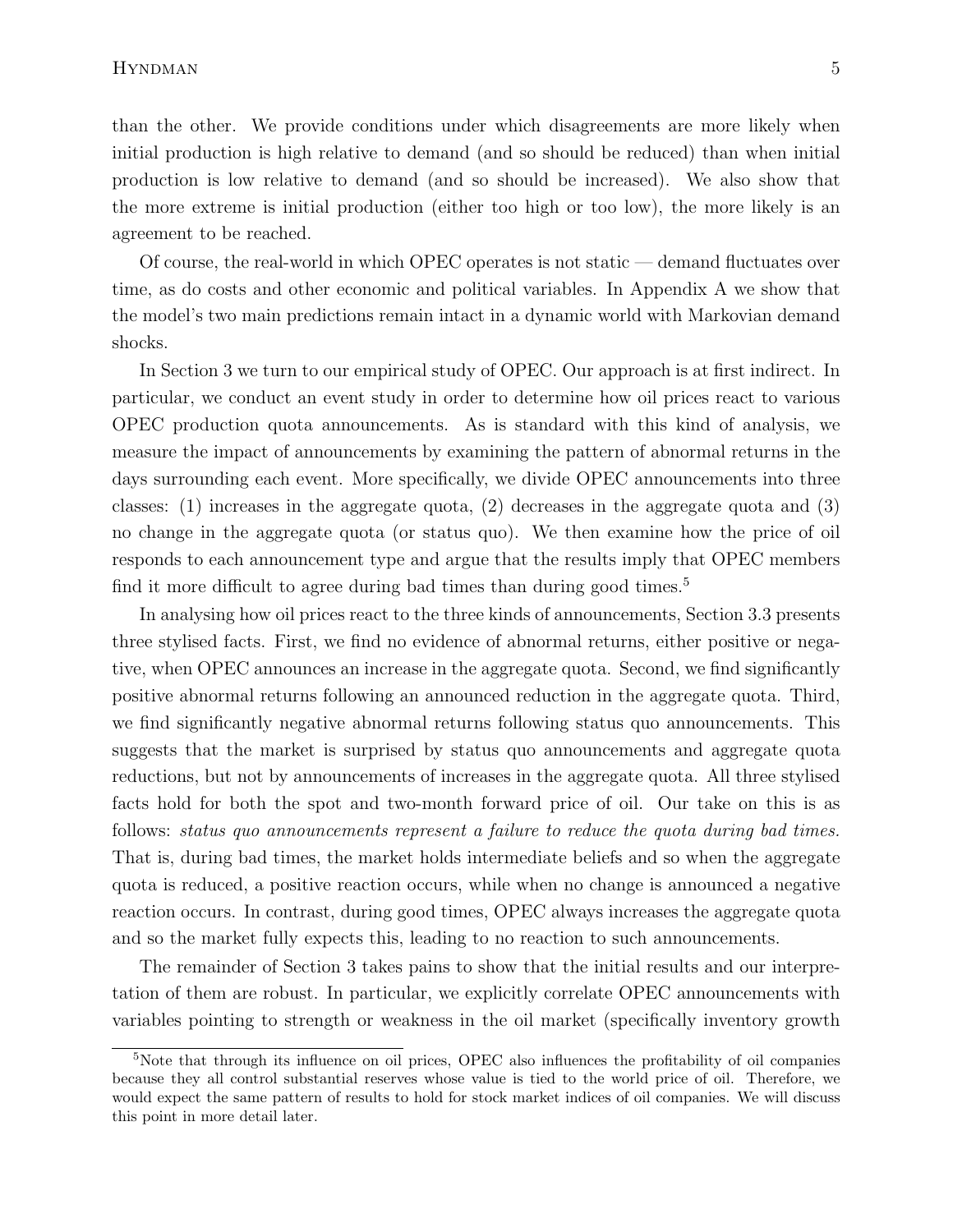than the other. We provide conditions under which disagreements are more likely when initial production is high relative to demand (and so should be reduced) than when initial production is low relative to demand (and so should be increased). We also show that the more extreme is initial production (either too high or too low), the more likely is an agreement to be reached.

Of course, the real-world in which OPEC operates is not static — demand fluctuates over time, as do costs and other economic and political variables. In Appendix A we show that the model's two main predictions remain intact in a dynamic world with Markovian demand shocks.

In Section 3 we turn to our empirical study of OPEC. Our approach is at first indirect. In particular, we conduct an event study in order to determine how oil prices react to various OPEC production quota announcements. As is standard with this kind of analysis, we measure the impact of announcements by examining the pattern of abnormal returns in the days surrounding each event. More specifically, we divide OPEC announcements into three classes: (1) increases in the aggregate quota, (2) decreases in the aggregate quota and (3) no change in the aggregate quota (or status quo). We then examine how the price of oil responds to each announcement type and argue that the results imply that OPEC members find it more difficult to agree during bad times than during good times.[5]

In analysing how oil prices react to the three kinds of announcements, Section 3.3 presents three stylised facts. First, we find no evidence of abnormal returns, either positive or negative, when OPEC announces an increase in the aggregate quota. Second, we find significantly positive abnormal returns following an announced reduction in the aggregate quota. Third, we find significantly negative abnormal returns following status quo announcements. This suggests that the market is surprised by status quo announcements and aggregate quota reductions, but not by announcements of increases in the aggregate quota. All three stylised facts hold for both the spot and two-month forward price of oil. Our take on this is as follows: *status quo announcements represent a failure to reduce the quota during bad times.* That is, during bad times, the market holds intermediate beliefs and so when the aggregate quota is reduced, a positive reaction occurs, while when no change is announced a negative reaction occurs. In contrast, during good times, OPEC always increases the aggregate quota and so the market fully expects this, leading to no reaction to such announcements.

The remainder of Section 3 takes pains to show that the initial results and our interpretation of them are robust. In particular, we explicitly correlate OPEC announcements with variables pointing to strength or weakness in the oil market (specifically inventory growth

[5] Note that through its influence on oil prices, OPEC also influences the profitability of oil companies because they all control substantial reserves whose value is tied to the world price of oil. Therefore, we would expect the same pattern of results to hold for stock market indices of oil companies. We will discuss this point in more detail later.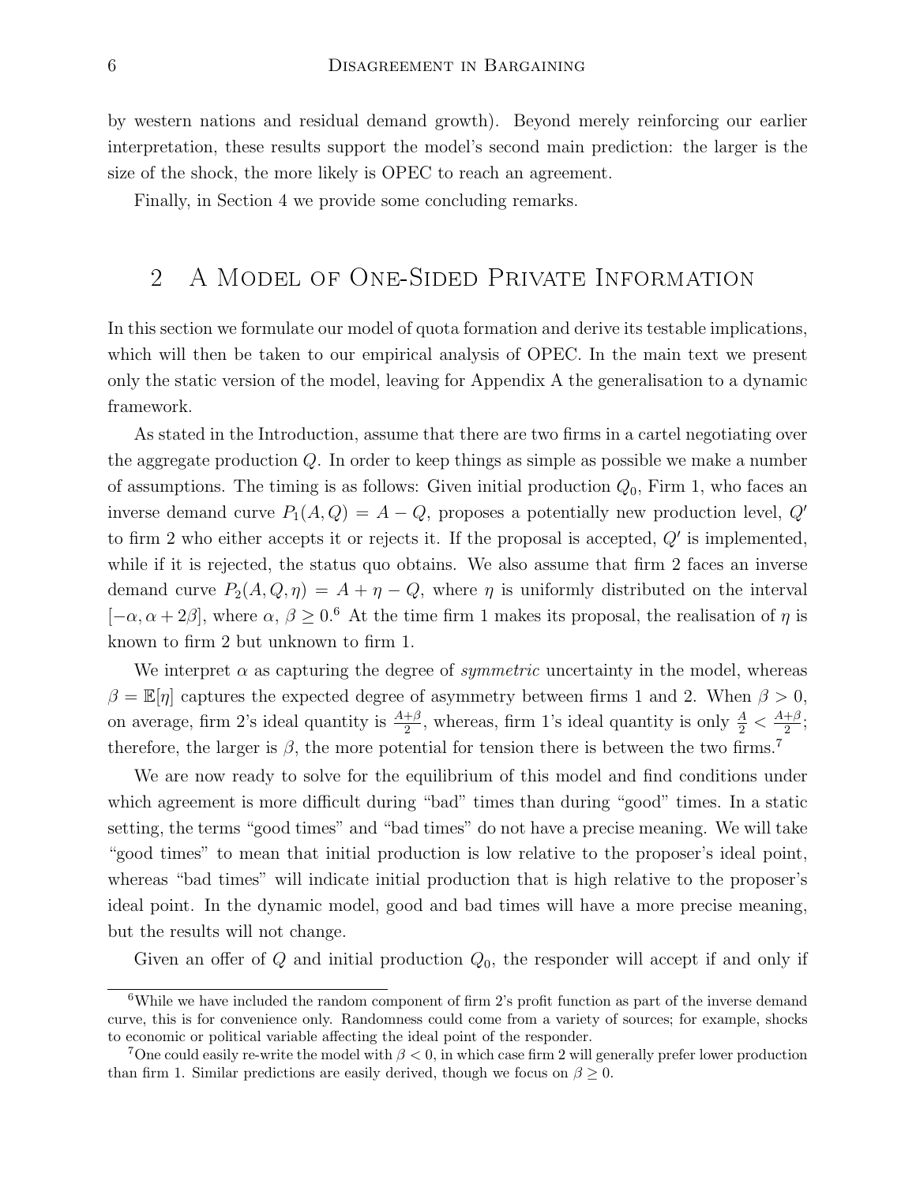by western nations and residual demand growth). Beyond merely reinforcing our earlier interpretation, these results support the model's second main prediction: the larger is the size of the shock, the more likely is OPEC to reach an agreement.

Finally, in Section 4 we provide some concluding remarks.

## 2 A Model of One-Sided Private Information

In this section we formulate our model of quota formation and derive its testable implications, which will then be taken to our empirical analysis of OPEC. In the main text we present only the static version of the model, leaving for Appendix A the generalisation to a dynamic framework.

As stated in the Introduction, assume that there are two firms in a cartel negotiating over the aggregate production $Q$. In order to keep things as simple as possible we make a number of assumptions. The timing is as follows: Given initial production $Q_0$, Firm 1, who faces an inverse demand curve $P_1(A, Q) = A - Q$, proposes a potentially new production level, $Q'$ to firm 2 who either accepts it or rejects it. If the proposal is accepted, $Q'$ is implemented, while if it is rejected, the status quo obtains. We also assume that firm 2 faces an inverse demand curve $P_2(A, Q, \eta) = A + \eta - Q$, where $\eta$ is uniformly distributed on the interval $[-\alpha, \alpha + 2\beta]$, where $\alpha$, $\beta \geq 0$.[6] At the time firm 1 makes its proposal, the realisation of $\eta$ is known to firm 2 but unknown to firm 1.

We interpret $\alpha$ as capturing the degree of *symmetric* uncertainty in the model, whereas $\beta = \mathbb{E}[\eta]$ captures the expected degree of asymmetry between firms 1 and 2. When $\beta > 0$, on average, firm 2's ideal quantity is $\frac{A+\beta}{2}$, whereas, firm 1's ideal quantity is only $\frac{A}{2} < \frac{A+\beta}{2}$; therefore, the larger is $\beta$, the more potential for tension there is between the two firms.[7]

We are now ready to solve for the equilibrium of this model and find conditions under which agreement is more difficult during "bad" times than during "good" times. In a static setting, the terms "good times" and "bad times" do not have a precise meaning. We will take "good times" to mean that initial production is low relative to the proposer's ideal point, whereas "bad times" will indicate initial production that is high relative to the proposer's ideal point. In the dynamic model, good and bad times will have a more precise meaning, but the results will not change.

Given an offer of $Q$ and initial production $Q_0$, the responder will accept if and only if

---

[6] While we have included the random component of firm 2's profit function as part of the inverse demand curve, this is for convenience only. Randomness could come from a variety of sources; for example, shocks to economic or political variable affecting the ideal point of the responder.

[7] One could easily re-write the model with $\beta < 0$, in which case firm 2 will generally prefer lower production than firm 1. Similar predictions are easily derived, though we focus on $\beta \geq 0$.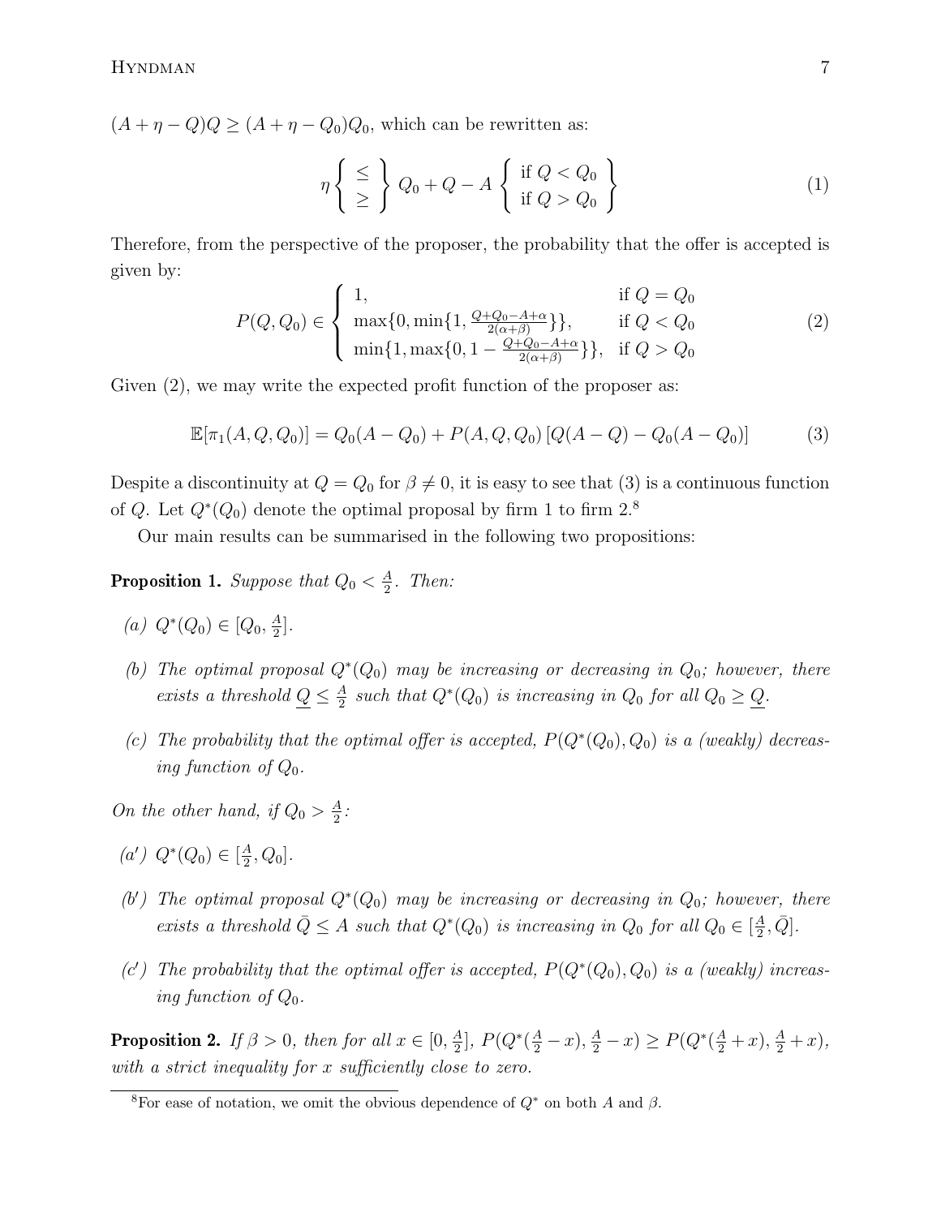$(A + \eta - Q)Q \geq (A + \eta - Q_0)Q_0$, which can be rewritten as:

$$\eta \left\{ \begin{array}{c} \leq \\ \geq \end{array} \right\} Q_0 + Q - A \left\{ \begin{array}{l} \text{if } Q < Q_0 \\ \text{if } Q > Q_0 \end{array} \right\} \tag{1}$$

Therefore, from the perspective of the proposer, the probability that the offer is accepted is given by:

$$P(Q, Q_0) \in \begin{cases} 1, & \text{if } Q = Q_0 \\ \max\{0, \min\{1, \frac{Q+Q_0-A+\alpha}{2(\alpha+\beta)}\}\}, & \text{if } Q < Q_0 \\ \min\{1, \max\{0, 1 - \frac{Q+Q_0-A+\alpha}{2(\alpha+\beta)}\}\}, & \text{if } Q > Q_0 \end{cases} \tag{2}$$

Given (2), we may write the expected profit function of the proposer as:

$$\mathbb{E}[\pi_1(A, Q, Q_0)] = Q_0(A - Q_0) + P(A, Q, Q_0)\left[Q(A - Q) - Q_0(A - Q_0)\right] \tag{3}$$

Despite a discontinuity at $Q = Q_0$ for $\beta \neq 0$, it is easy to see that (3) is a continuous function of $Q$. Let $Q^*(Q_0)$ denote the optimal proposal by firm 1 to firm 2.[8]

Our main results can be summarised in the following two propositions:

**Proposition 1.** *Suppose that $Q_0 < \frac{A}{2}$. Then:*

*(a) $Q^*(Q_0) \in [Q_0, \frac{A}{2}]$.*

*(b) The optimal proposal $Q^*(Q_0)$ may be increasing or decreasing in $Q_0$; however, there exists a threshold $\underline{Q} \leq \frac{A}{2}$ such that $Q^*(Q_0)$ is increasing in $Q_0$ for all $Q_0 \geq \underline{Q}$.*

*(c) The probability that the optimal offer is accepted, $P(Q^*(Q_0), Q_0)$ is a (weakly) decreasing function of $Q_0$.*

*On the other hand, if $Q_0 > \frac{A}{2}$:*

*(a′) $Q^*(Q_0) \in [\frac{A}{2}, Q_0]$.*

*(b′) The optimal proposal $Q^*(Q_0)$ may be increasing or decreasing in $Q_0$; however, there exists a threshold $\bar{Q} \leq A$ such that $Q^*(Q_0)$ is increasing in $Q_0$ for all $Q_0 \in [\frac{A}{2}, \bar{Q}]$.*

*(c′) The probability that the optimal offer is accepted, $P(Q^*(Q_0), Q_0)$ is a (weakly) increasing function of $Q_0$.*

**Proposition 2.** *If $\beta > 0$, then for all $x \in [0, \frac{A}{2}]$, $P(Q^*(\frac{A}{2} - x), \frac{A}{2} - x) \geq P(Q^*(\frac{A}{2} + x), \frac{A}{2} + x)$, with a strict inequality for $x$ sufficiently close to zero.*

[8] For ease of notation, we omit the obvious dependence of $Q^*$ on both $A$ and $\beta$.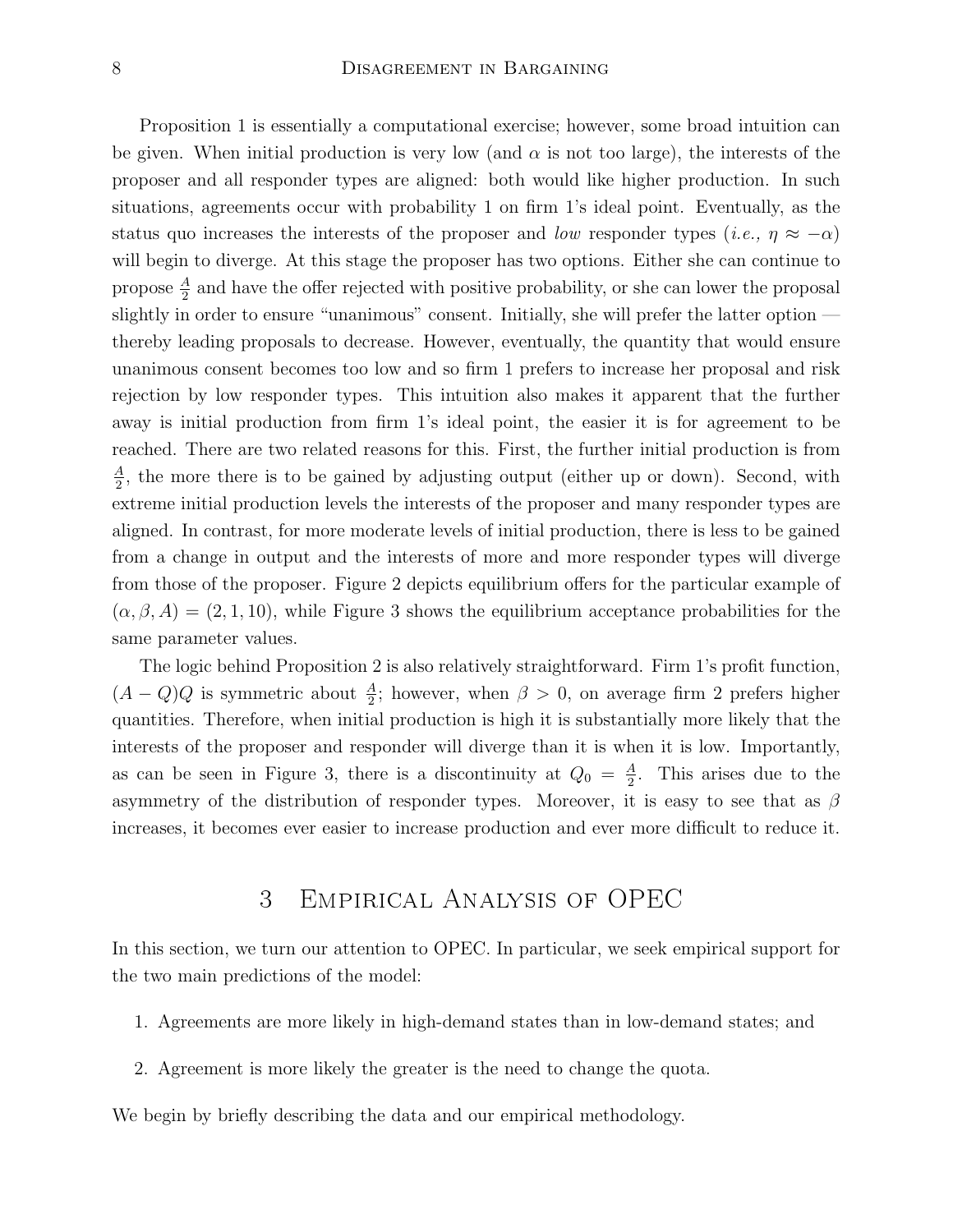Proposition 1 is essentially a computational exercise; however, some broad intuition can be given. When initial production is very low (and $\alpha$ is not too large), the interests of the proposer and all responder types are aligned: both would like higher production. In such situations, agreements occur with probability 1 on firm 1's ideal point. Eventually, as the status quo increases the interests of the proposer and *low* responder types (*i.e.,* $\eta \approx -\alpha$) will begin to diverge. At this stage the proposer has two options. Either she can continue to propose $\frac{A}{2}$ and have the offer rejected with positive probability, or she can lower the proposal slightly in order to ensure "unanimous" consent. Initially, she will prefer the latter option — thereby leading proposals to decrease. However, eventually, the quantity that would ensure unanimous consent becomes too low and so firm 1 prefers to increase her proposal and risk rejection by low responder types. This intuition also makes it apparent that the further away is initial production from firm 1's ideal point, the easier it is for agreement to be reached. There are two related reasons for this. First, the further initial production is from $\frac{A}{2}$, the more there is to be gained by adjusting output (either up or down). Second, with extreme initial production levels the interests of the proposer and many responder types are aligned. In contrast, for more moderate levels of initial production, there is less to be gained from a change in output and the interests of more and more responder types will diverge from those of the proposer. Figure 2 depicts equilibrium offers for the particular example of $(\alpha, \beta, A) = (2, 1, 10)$, while Figure 3 shows the equilibrium acceptance probabilities for the same parameter values.

The logic behind Proposition 2 is also relatively straightforward. Firm 1's profit function, $(A - Q)Q$ is symmetric about $\frac{A}{2}$; however, when $\beta > 0$, on average firm 2 prefers higher quantities. Therefore, when initial production is high it is substantially more likely that the interests of the proposer and responder will diverge than it is when it is low. Importantly, as can be seen in Figure 3, there is a discontinuity at $Q_0 = \frac{A}{2}$. This arises due to the asymmetry of the distribution of responder types. Moreover, it is easy to see that as $\beta$ increases, it becomes ever easier to increase production and ever more difficult to reduce it.

# 3 Empirical Analysis of OPEC

In this section, we turn our attention to OPEC. In particular, we seek empirical support for the two main predictions of the model:

1. Agreements are more likely in high-demand states than in low-demand states; and
2. Agreement is more likely the greater is the need to change the quota.

We begin by briefly describing the data and our empirical methodology.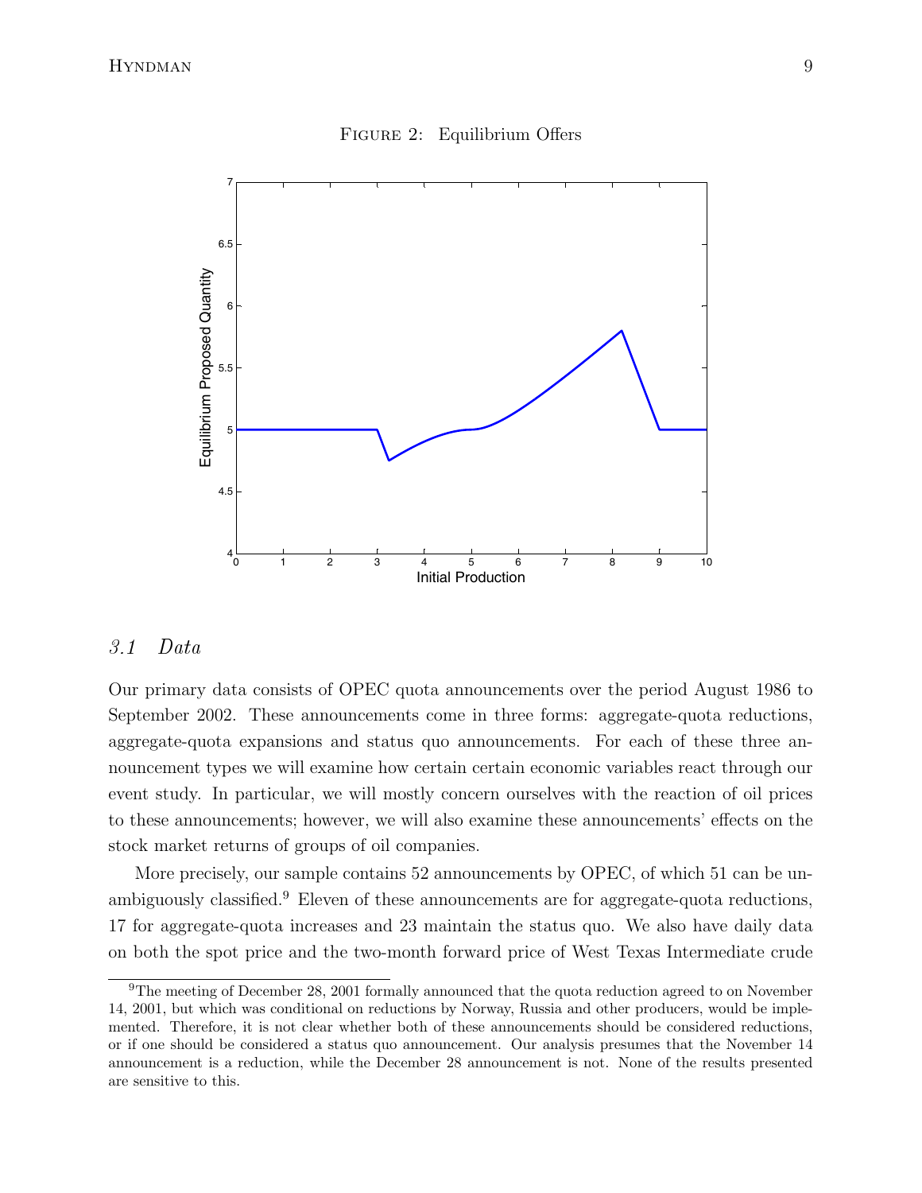Figure 2: Equilibrium Offers

### 3.1 Data

Our primary data consists of OPEC quota announcements over the period August 1986 to September 2002. These announcements come in three forms: aggregate-quota reductions, aggregate-quota expansions and status quo announcements. For each of these three announcement types we will examine how certain certain economic variables react through our event study. In particular, we will mostly concern ourselves with the reaction of oil prices to these announcements; however, we will also examine these announcements' effects on the stock market returns of groups of oil companies.

More precisely, our sample contains 52 announcements by OPEC, of which 51 can be unambiguously classified.[9] Eleven of these announcements are for aggregate-quota reductions, 17 for aggregate-quota increases and 23 maintain the status quo. We also have daily data on both the spot price and the two-month forward price of West Texas Intermediate crude

[9] The meeting of December 28, 2001 formally announced that the quota reduction agreed to on November 14, 2001, but which was conditional on reductions by Norway, Russia and other producers, would be implemented. Therefore, it is not clear whether both of these announcements should be considered reductions, or if one should be considered a status quo announcement. Our analysis presumes that the November 14 announcement is a reduction, while the December 28 announcement is not. None of the results presented are sensitive to this.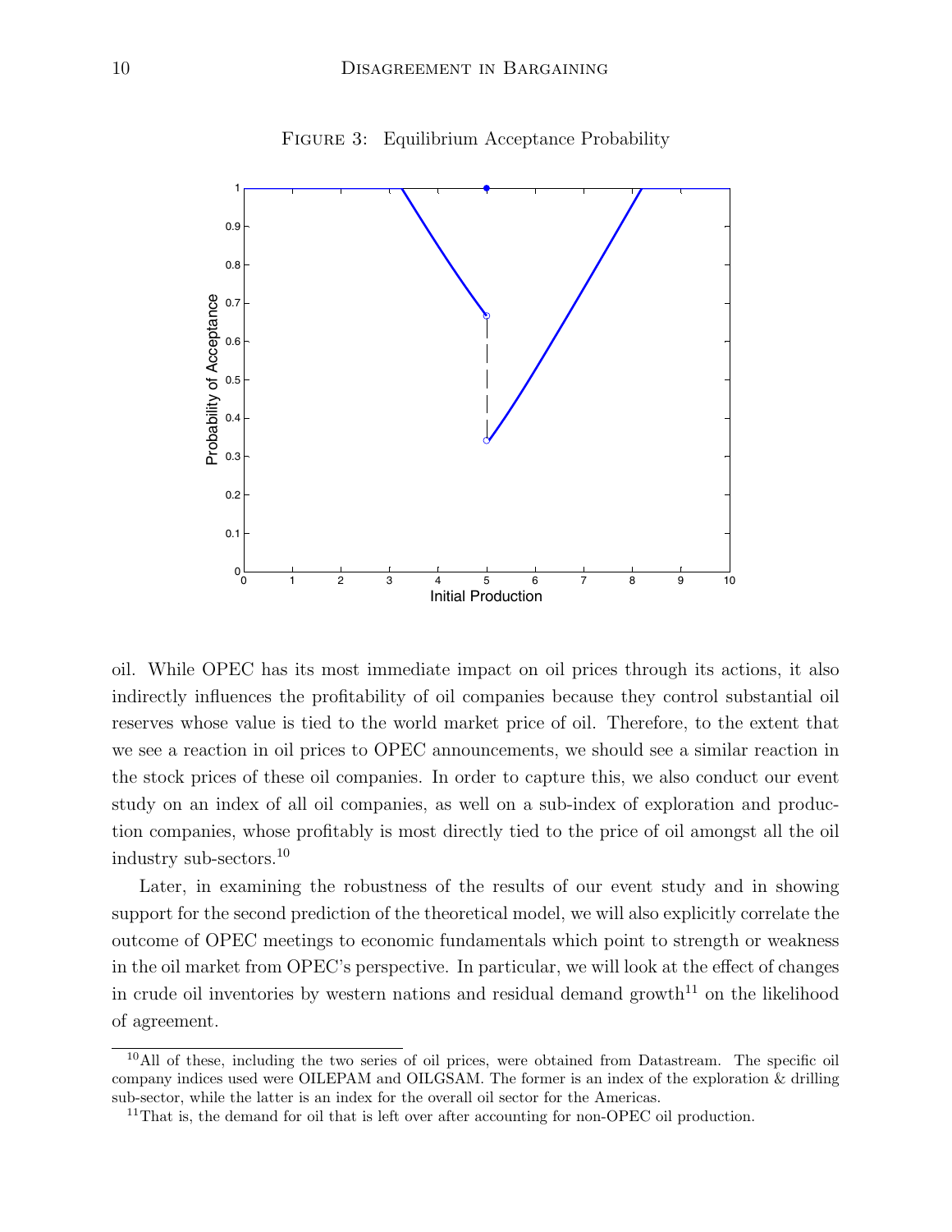FIGURE 3: Equilibrium Acceptance Probability

oil. While OPEC has its most immediate impact on oil prices through its actions, it also indirectly influences the profitability of oil companies because they control substantial oil reserves whose value is tied to the world market price of oil. Therefore, to the extent that we see a reaction in oil prices to OPEC announcements, we should see a similar reaction in the stock prices of these oil companies. In order to capture this, we also conduct our event study on an index of all oil companies, as well on a sub-index of exploration and production companies, whose profitably is most directly tied to the price of oil amongst all the oil industry sub-sectors.[10]

Later, in examining the robustness of the results of our event study and in showing support for the second prediction of the theoretical model, we will also explicitly correlate the outcome of OPEC meetings to economic fundamentals which point to strength or weakness in the oil market from OPEC's perspective. In particular, we will look at the effect of changes in crude oil inventories by western nations and residual demand growth[11] on the likelihood of agreement.

---

[10] All of these, including the two series of oil prices, were obtained from Datastream. The specific oil company indices used were OILEPAM and OILGSAM. The former is an index of the exploration & drilling sub-sector, while the latter is an index for the overall oil sector for the Americas.

[11] That is, the demand for oil that is left over after accounting for non-OPEC oil production.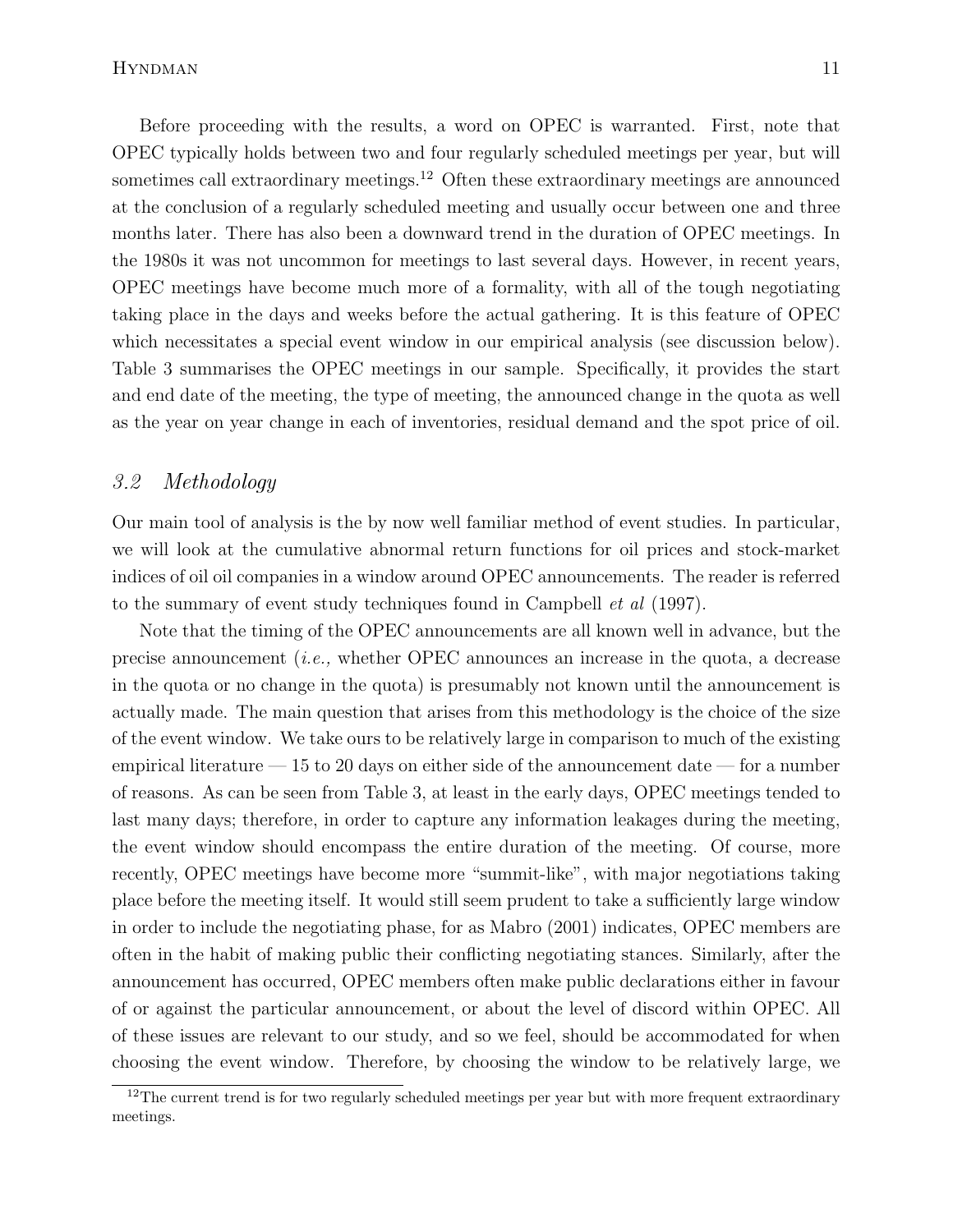Before proceeding with the results, a word on OPEC is warranted. First, note that OPEC typically holds between two and four regularly scheduled meetings per year, but will sometimes call extraordinary meetings.[12] Often these extraordinary meetings are announced at the conclusion of a regularly scheduled meeting and usually occur between one and three months later. There has also been a downward trend in the duration of OPEC meetings. In the 1980s it was not uncommon for meetings to last several days. However, in recent years, OPEC meetings have become much more of a formality, with all of the tough negotiating taking place in the days and weeks before the actual gathering. It is this feature of OPEC which necessitates a special event window in our empirical analysis (see discussion below). Table 3 summarises the OPEC meetings in our sample. Specifically, it provides the start and end date of the meeting, the type of meeting, the announced change in the quota as well as the year on year change in each of inventories, residual demand and the spot price of oil.

### *3.2 Methodology*

Our main tool of analysis is the by now well familiar method of event studies. In particular, we will look at the cumulative abnormal return functions for oil prices and stock-market indices of oil oil companies in a window around OPEC announcements. The reader is referred to the summary of event study techniques found in Campbell *et al* (1997).

Note that the timing of the OPEC announcements are all known well in advance, but the precise announcement (*i.e.,* whether OPEC announces an increase in the quota, a decrease in the quota or no change in the quota) is presumably not known until the announcement is actually made. The main question that arises from this methodology is the choice of the size of the event window. We take ours to be relatively large in comparison to much of the existing empirical literature — 15 to 20 days on either side of the announcement date — for a number of reasons. As can be seen from Table 3, at least in the early days, OPEC meetings tended to last many days; therefore, in order to capture any information leakages during the meeting, the event window should encompass the entire duration of the meeting. Of course, more recently, OPEC meetings have become more "summit-like", with major negotiations taking place before the meeting itself. It would still seem prudent to take a sufficiently large window in order to include the negotiating phase, for as Mabro (2001) indicates, OPEC members are often in the habit of making public their conflicting negotiating stances. Similarly, after the announcement has occurred, OPEC members often make public declarations either in favour of or against the particular announcement, or about the level of discord within OPEC. All of these issues are relevant to our study, and so we feel, should be accommodated for when choosing the event window. Therefore, by choosing the window to be relatively large, we

[12] The current trend is for two regularly scheduled meetings per year but with more frequent extraordinary meetings.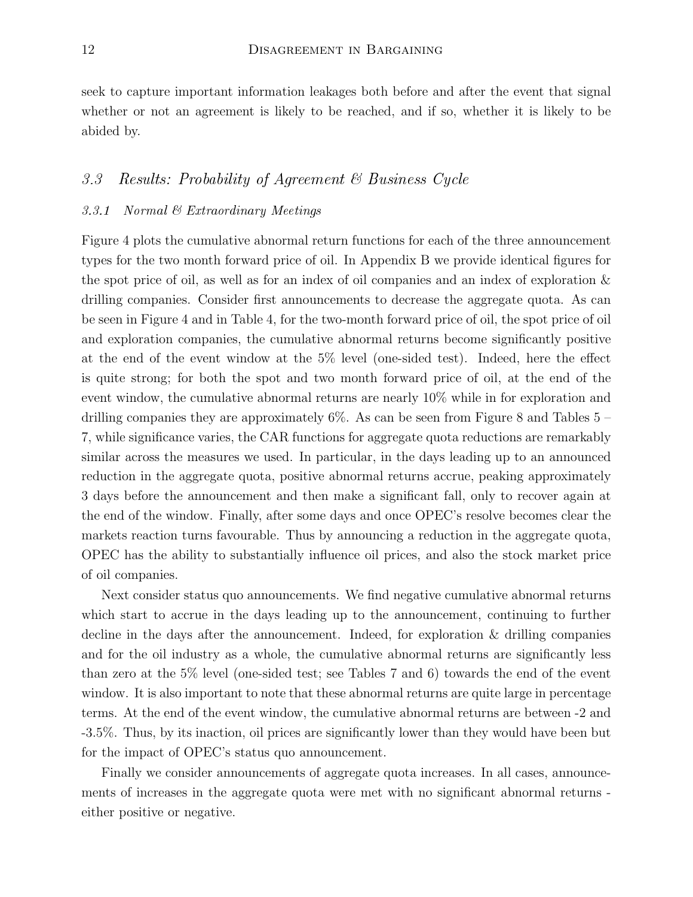seek to capture important information leakages both before and after the event that signal whether or not an agreement is likely to be reached, and if so, whether it is likely to be abided by.

## *3.3 Results: Probability of Agreement & Business Cycle*

### *3.3.1 Normal & Extraordinary Meetings*

Figure 4 plots the cumulative abnormal return functions for each of the three announcement types for the two month forward price of oil. In Appendix B we provide identical figures for the spot price of oil, as well as for an index of oil companies and an index of exploration & drilling companies. Consider first announcements to decrease the aggregate quota. As can be seen in Figure 4 and in Table 4, for the two-month forward price of oil, the spot price of oil and exploration companies, the cumulative abnormal returns become significantly positive at the end of the event window at the 5% level (one-sided test). Indeed, here the effect is quite strong; for both the spot and two month forward price of oil, at the end of the event window, the cumulative abnormal returns are nearly 10% while in for exploration and drilling companies they are approximately 6%. As can be seen from Figure 8 and Tables 5 – 7, while significance varies, the CAR functions for aggregate quota reductions are remarkably similar across the measures we used. In particular, in the days leading up to an announced reduction in the aggregate quota, positive abnormal returns accrue, peaking approximately 3 days before the announcement and then make a significant fall, only to recover again at the end of the window. Finally, after some days and once OPEC's resolve becomes clear the markets reaction turns favourable. Thus by announcing a reduction in the aggregate quota, OPEC has the ability to substantially influence oil prices, and also the stock market price of oil companies.

Next consider status quo announcements. We find negative cumulative abnormal returns which start to accrue in the days leading up to the announcement, continuing to further decline in the days after the announcement. Indeed, for exploration & drilling companies and for the oil industry as a whole, the cumulative abnormal returns are significantly less than zero at the 5% level (one-sided test; see Tables 7 and 6) towards the end of the event window. It is also important to note that these abnormal returns are quite large in percentage terms. At the end of the event window, the cumulative abnormal returns are between -2 and -3.5%. Thus, by its inaction, oil prices are significantly lower than they would have been but for the impact of OPEC's status quo announcement.

Finally we consider announcements of aggregate quota increases. In all cases, announcements of increases in the aggregate quota were met with no significant abnormal returns - either positive or negative.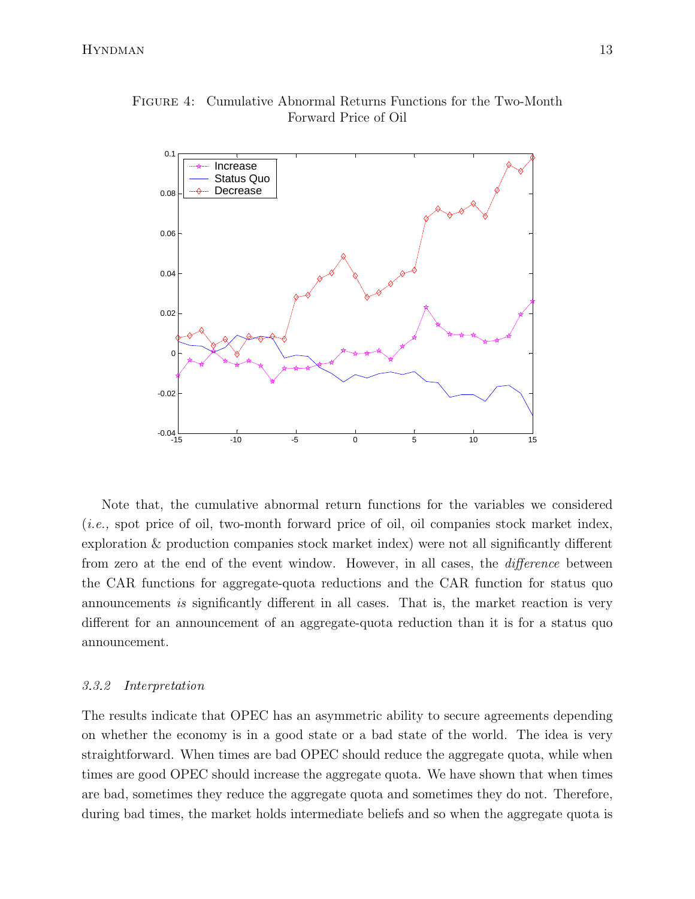Figure 4: Cumulative Abnormal Returns Functions for the Two-Month Forward Price of Oil

Note that, the cumulative abnormal return functions for the variables we considered (*i.e.,* spot price of oil, two-month forward price of oil, oil companies stock market index, exploration & production companies stock market index) were not all significantly different from zero at the end of the event window. However, in all cases, the *difference* between the CAR functions for aggregate-quota reductions and the CAR function for status quo announcements *is* significantly different in all cases. That is, the market reaction is very different for an announcement of an aggregate-quota reduction than it is for a status quo announcement.

#### *3.3.2 Interpretation*

The results indicate that OPEC has an asymmetric ability to secure agreements depending on whether the economy is in a good state or a bad state of the world. The idea is very straightforward. When times are bad OPEC should reduce the aggregate quota, while when times are good OPEC should increase the aggregate quota. We have shown that when times are bad, sometimes they reduce the aggregate quota and sometimes they do not. Therefore, during bad times, the market holds intermediate beliefs and so when the aggregate quota is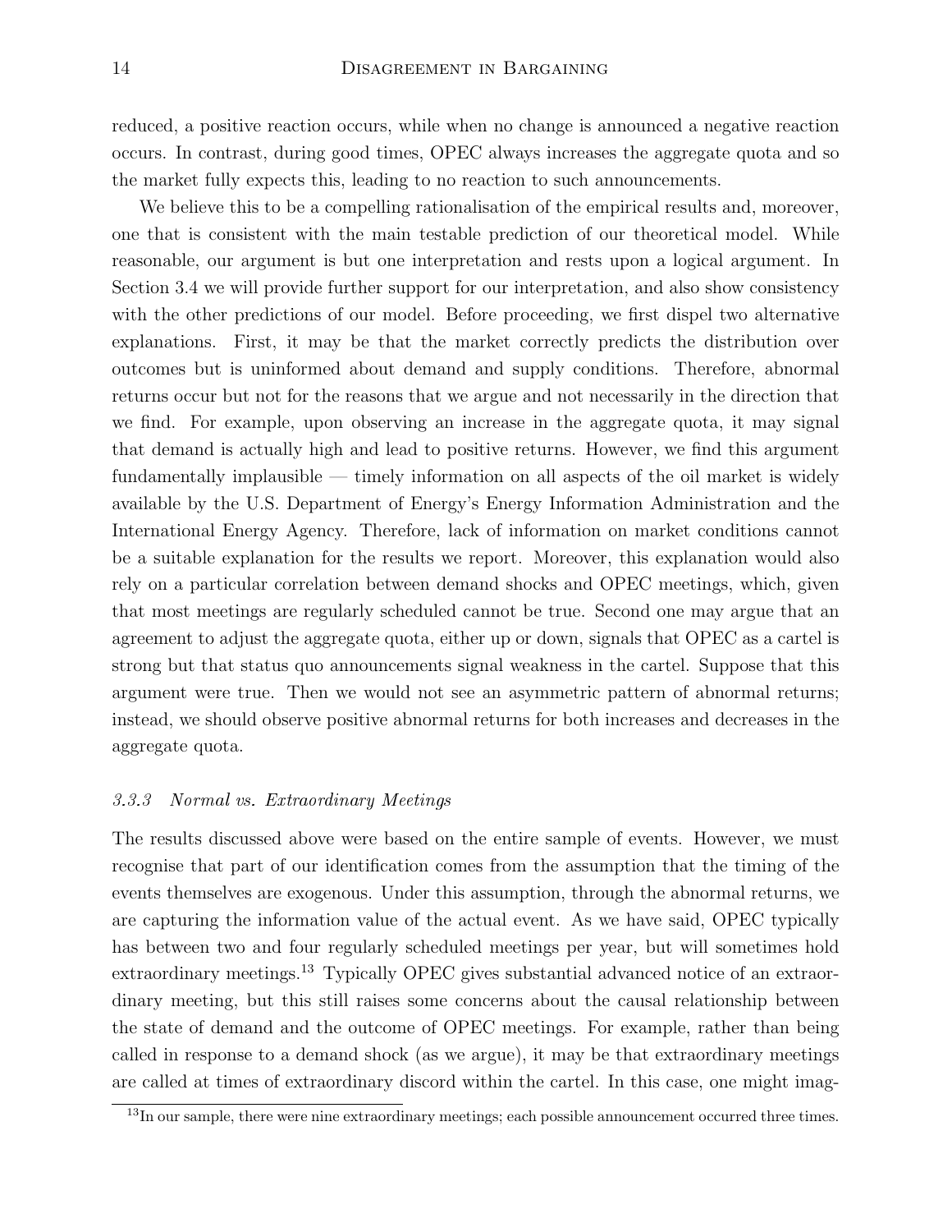reduced, a positive reaction occurs, while when no change is announced a negative reaction occurs. In contrast, during good times, OPEC always increases the aggregate quota and so the market fully expects this, leading to no reaction to such announcements.

We believe this to be a compelling rationalisation of the empirical results and, moreover, one that is consistent with the main testable prediction of our theoretical model. While reasonable, our argument is but one interpretation and rests upon a logical argument. In Section 3.4 we will provide further support for our interpretation, and also show consistency with the other predictions of our model. Before proceeding, we first dispel two alternative explanations. First, it may be that the market correctly predicts the distribution over outcomes but is uninformed about demand and supply conditions. Therefore, abnormal returns occur but not for the reasons that we argue and not necessarily in the direction that we find. For example, upon observing an increase in the aggregate quota, it may signal that demand is actually high and lead to positive returns. However, we find this argument fundamentally implausible — timely information on all aspects of the oil market is widely available by the U.S. Department of Energy's Energy Information Administration and the International Energy Agency. Therefore, lack of information on market conditions cannot be a suitable explanation for the results we report. Moreover, this explanation would also rely on a particular correlation between demand shocks and OPEC meetings, which, given that most meetings are regularly scheduled cannot be true. Second one may argue that an agreement to adjust the aggregate quota, either up or down, signals that OPEC as a cartel is strong but that status quo announcements signal weakness in the cartel. Suppose that this argument were true. Then we would not see an asymmetric pattern of abnormal returns; instead, we should observe positive abnormal returns for both increases and decreases in the aggregate quota.

### *3.3.3 Normal vs. Extraordinary Meetings*

The results discussed above were based on the entire sample of events. However, we must recognise that part of our identification comes from the assumption that the timing of the events themselves are exogenous. Under this assumption, through the abnormal returns, we are capturing the information value of the actual event. As we have said, OPEC typically has between two and four regularly scheduled meetings per year, but will sometimes hold extraordinary meetings.[13] Typically OPEC gives substantial advanced notice of an extraordinary meeting, but this still raises some concerns about the causal relationship between the state of demand and the outcome of OPEC meetings. For example, rather than being called in response to a demand shock (as we argue), it may be that extraordinary meetings are called at times of extraordinary discord within the cartel. In this case, one might imag-

[13]In our sample, there were nine extraordinary meetings; each possible announcement occurred three times.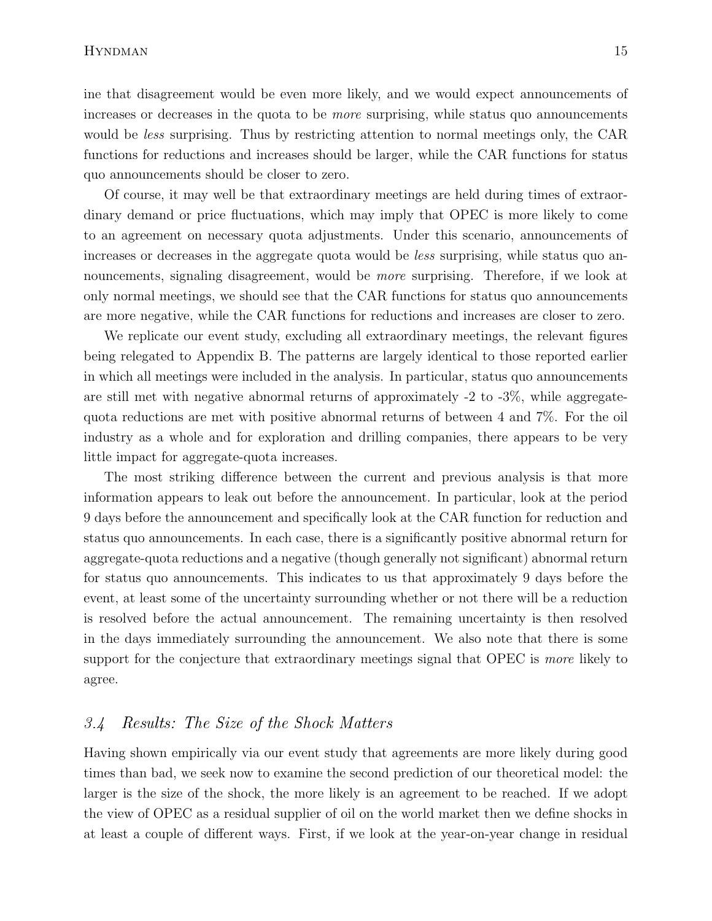ine that disagreement would be even more likely, and we would expect announcements of increases or decreases in the quota to be *more* surprising, while status quo announcements would be *less* surprising. Thus by restricting attention to normal meetings only, the CAR functions for reductions and increases should be larger, while the CAR functions for status quo announcements should be closer to zero.

Of course, it may well be that extraordinary meetings are held during times of extraordinary demand or price fluctuations, which may imply that OPEC is more likely to come to an agreement on necessary quota adjustments. Under this scenario, announcements of increases or decreases in the aggregate quota would be *less* surprising, while status quo announcements, signaling disagreement, would be *more* surprising. Therefore, if we look at only normal meetings, we should see that the CAR functions for status quo announcements are more negative, while the CAR functions for reductions and increases are closer to zero.

We replicate our event study, excluding all extraordinary meetings, the relevant figures being relegated to Appendix B. The patterns are largely identical to those reported earlier in which all meetings were included in the analysis. In particular, status quo announcements are still met with negative abnormal returns of approximately -2 to -3%, while aggregate-quota reductions are met with positive abnormal returns of between 4 and 7%. For the oil industry as a whole and for exploration and drilling companies, there appears to be very little impact for aggregate-quota increases.

The most striking difference between the current and previous analysis is that more information appears to leak out before the announcement. In particular, look at the period 9 days before the announcement and specifically look at the CAR function for reduction and status quo announcements. In each case, there is a significantly positive abnormal return for aggregate-quota reductions and a negative (though generally not significant) abnormal return for status quo announcements. This indicates to us that approximately 9 days before the event, at least some of the uncertainty surrounding whether or not there will be a reduction is resolved before the actual announcement. The remaining uncertainty is then resolved in the days immediately surrounding the announcement. We also note that there is some support for the conjecture that extraordinary meetings signal that OPEC is *more* likely to agree.

### *3.4 Results: The Size of the Shock Matters*

Having shown empirically via our event study that agreements are more likely during good times than bad, we seek now to examine the second prediction of our theoretical model: the larger is the size of the shock, the more likely is an agreement to be reached. If we adopt the view of OPEC as a residual supplier of oil on the world market then we define shocks in at least a couple of different ways. First, if we look at the year-on-year change in residual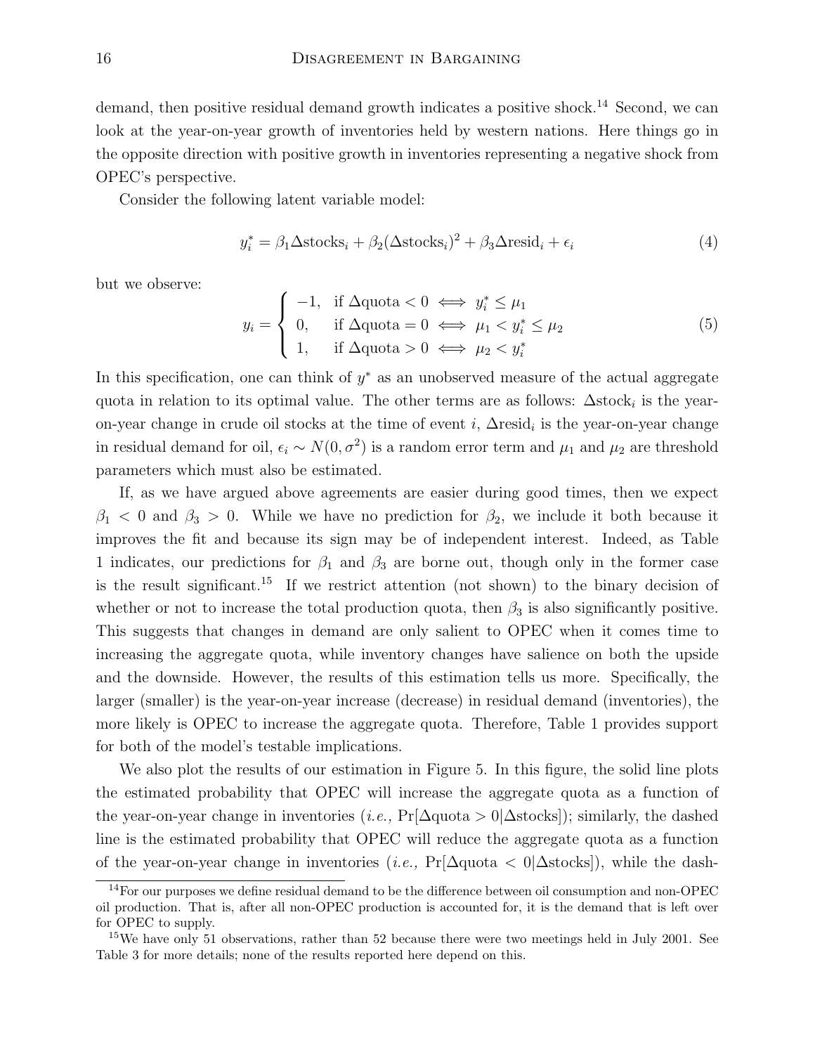demand, then positive residual demand growth indicates a positive shock.[14] Second, we can look at the year-on-year growth of inventories held by western nations. Here things go in the opposite direction with positive growth in inventories representing a negative shock from OPEC's perspective.

Consider the following latent variable model:

$$y_i^* = \beta_1 \Delta\text{stocks}_i + \beta_2 (\Delta\text{stocks}_i)^2 + \beta_3 \Delta\text{resid}_i + \epsilon_i \tag{4}$$

but we observe:

$$y_i = \begin{cases} -1, & \text{if } \Delta\text{quota} < 0 \iff y_i^* \leq \mu_1 \\ 0, & \text{if } \Delta\text{quota} = 0 \iff \mu_1 < y_i^* \leq \mu_2 \\ 1, & \text{if } \Delta\text{quota} > 0 \iff \mu_2 < y_i^* \end{cases} \tag{5}$$

In this specification, one can think of $y^*$ as an unobserved measure of the actual aggregate quota in relation to its optimal value. The other terms are as follows: $\Delta\text{stock}_i$ is the year-on-year change in crude oil stocks at the time of event $i$, $\Delta\text{resid}_i$ is the year-on-year change in residual demand for oil, $\epsilon_i \sim N(0, \sigma^2)$ is a random error term and $\mu_1$ and $\mu_2$ are threshold parameters which must also be estimated.

If, as we have argued above agreements are easier during good times, then we expect $\beta_1 < 0$ and $\beta_3 > 0$. While we have no prediction for $\beta_2$, we include it both because it improves the fit and because its sign may be of independent interest. Indeed, as Table 1 indicates, our predictions for $\beta_1$ and $\beta_3$ are borne out, though only in the former case is the result significant.[15] If we restrict attention (not shown) to the binary decision of whether or not to increase the total production quota, then $\beta_3$ is also significantly positive. This suggests that changes in demand are only salient to OPEC when it comes time to increasing the aggregate quota, while inventory changes have salience on both the upside and the downside. However, the results of this estimation tells us more. Specifically, the larger (smaller) is the year-on-year increase (decrease) in residual demand (inventories), the more likely is OPEC to increase the aggregate quota. Therefore, Table 1 provides support for both of the model's testable implications.

We also plot the results of our estimation in Figure 5. In this figure, the solid line plots the estimated probability that OPEC will increase the aggregate quota as a function of the year-on-year change in inventories (*i.e.,* $\Pr[\Delta\text{quota} > 0 | \Delta\text{stocks}]$); similarly, the dashed line is the estimated probability that OPEC will reduce the aggregate quota as a function of the year-on-year change in inventories (*i.e.,* $\Pr[\Delta\text{quota} < 0 | \Delta\text{stocks}]$), while the dash-

[14] For our purposes we define residual demand to be the difference between oil consumption and non-OPEC oil production. That is, after all non-OPEC production is accounted for, it is the demand that is left over for OPEC to supply.

[15] We have only 51 observations, rather than 52 because there were two meetings held in July 2001. See Table 3 for more details; none of the results reported here depend on this.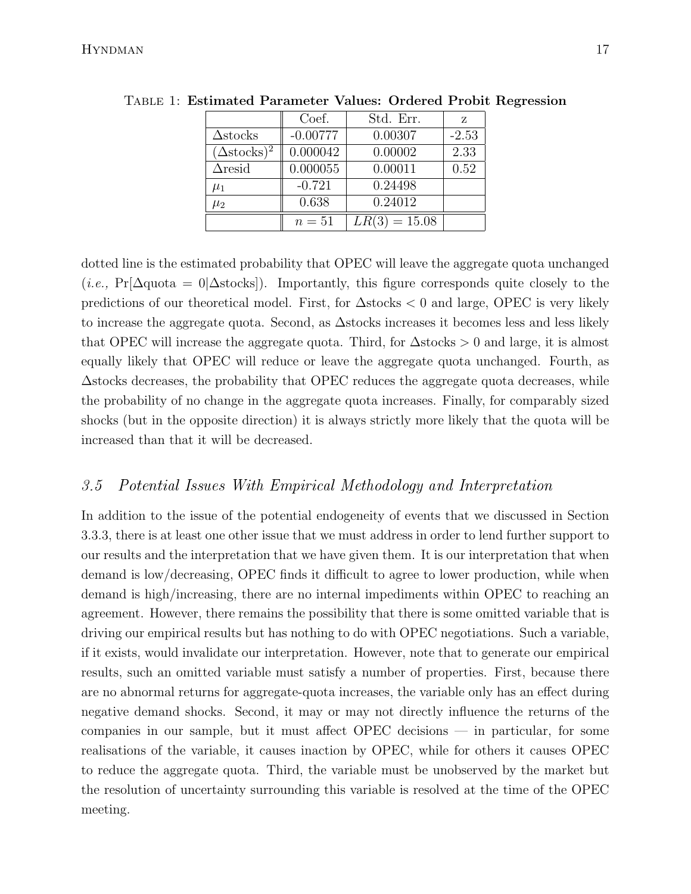TABLE 1: **Estimated Parameter Values: Ordered Probit Regression**

| | Coef. | Std. Err. | z |
|---|---|---|---|
| $\Delta$stocks | -0.00777 | 0.00307 | -2.53 |
| $(\Delta\text{stocks})^2$ | 0.000042 | 0.00002 | 2.33 |
| $\Delta$resid | 0.000055 | 0.00011 | 0.52 |
| $\mu_1$ | -0.721 | 0.24498 | |
| $\mu_2$ | 0.638 | 0.24012 | |
| | $n = 51$ | $LR(3) = 15.08$ | |

dotted line is the estimated probability that OPEC will leave the aggregate quota unchanged (*i.e.,* $\Pr[\Delta\text{quota} = 0|\Delta\text{stocks}]$). Importantly, this figure corresponds quite closely to the predictions of our theoretical model. First, for $\Delta\text{stocks} < 0$ and large, OPEC is very likely to increase the aggregate quota. Second, as $\Delta$stocks increases it becomes less and less likely that OPEC will increase the aggregate quota. Third, for $\Delta\text{stocks} > 0$ and large, it is almost equally likely that OPEC will reduce or leave the aggregate quota unchanged. Fourth, as $\Delta$stocks decreases, the probability that OPEC reduces the aggregate quota decreases, while the probability of no change in the aggregate quota increases. Finally, for comparably sized shocks (but in the opposite direction) it is always strictly more likely that the quota will be increased than that it will be decreased.

### *3.5 Potential Issues With Empirical Methodology and Interpretation*

In addition to the issue of the potential endogeneity of events that we discussed in Section 3.3.3, there is at least one other issue that we must address in order to lend further support to our results and the interpretation that we have given them. It is our interpretation that when demand is low/decreasing, OPEC finds it difficult to agree to lower production, while when demand is high/increasing, there are no internal impediments within OPEC to reaching an agreement. However, there remains the possibility that there is some omitted variable that is driving our empirical results but has nothing to do with OPEC negotiations. Such a variable, if it exists, would invalidate our interpretation. However, note that to generate our empirical results, such an omitted variable must satisfy a number of properties. First, because there are no abnormal returns for aggregate-quota increases, the variable only has an effect during negative demand shocks. Second, it may or may not directly influence the returns of the companies in our sample, but it must affect OPEC decisions — in particular, for some realisations of the variable, it causes inaction by OPEC, while for others it causes OPEC to reduce the aggregate quota. Third, the variable must be unobserved by the market but the resolution of uncertainty surrounding this variable is resolved at the time of the OPEC meeting.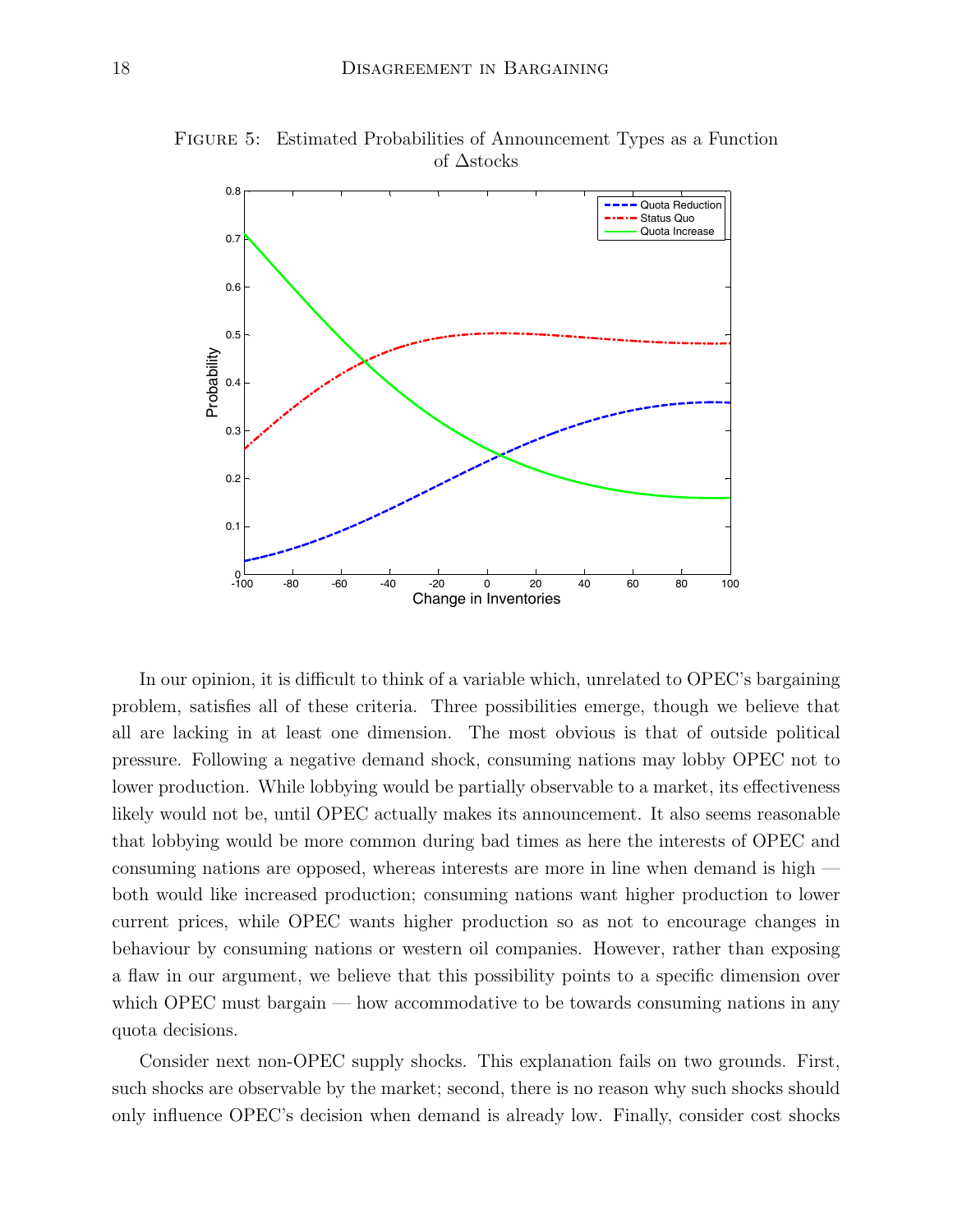Figure 5: Estimated Probabilities of Announcement Types as a Function of $\Delta$stocks

In our opinion, it is difficult to think of a variable which, unrelated to OPEC's bargaining problem, satisfies all of these criteria. Three possibilities emerge, though we believe that all are lacking in at least one dimension. The most obvious is that of outside political pressure. Following a negative demand shock, consuming nations may lobby OPEC not to lower production. While lobbying would be partially observable to a market, its effectiveness likely would not be, until OPEC actually makes its announcement. It also seems reasonable that lobbying would be more common during bad times as here the interests of OPEC and consuming nations are opposed, whereas interests are more in line when demand is high — both would like increased production; consuming nations want higher production to lower current prices, while OPEC wants higher production so as not to encourage changes in behaviour by consuming nations or western oil companies. However, rather than exposing a flaw in our argument, we believe that this possibility points to a specific dimension over which OPEC must bargain — how accommodative to be towards consuming nations in any quota decisions.

Consider next non-OPEC supply shocks. This explanation fails on two grounds. First, such shocks are observable by the market; second, there is no reason why such shocks should only influence OPEC's decision when demand is already low. Finally, consider cost shocks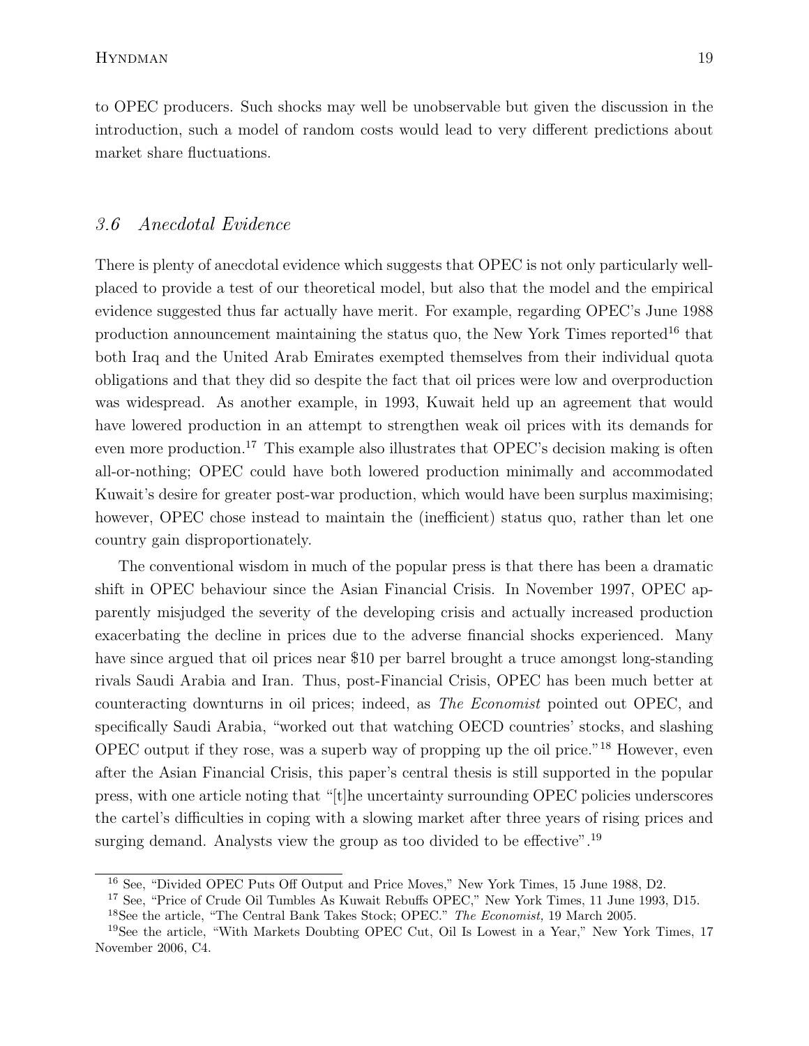to OPEC producers. Such shocks may well be unobservable but given the discussion in the introduction, such a model of random costs would lead to very different predictions about market share fluctuations.

### *3.6 Anecdotal Evidence*

There is plenty of anecdotal evidence which suggests that OPEC is not only particularly well-placed to provide a test of our theoretical model, but also that the model and the empirical evidence suggested thus far actually have merit. For example, regarding OPEC's June 1988 production announcement maintaining the status quo, the New York Times reported[16] that both Iraq and the United Arab Emirates exempted themselves from their individual quota obligations and that they did so despite the fact that oil prices were low and overproduction was widespread. As another example, in 1993, Kuwait held up an agreement that would have lowered production in an attempt to strengthen weak oil prices with its demands for even more production.[17] This example also illustrates that OPEC's decision making is often all-or-nothing; OPEC could have both lowered production minimally and accommodated Kuwait's desire for greater post-war production, which would have been surplus maximising; however, OPEC chose instead to maintain the (inefficient) status quo, rather than let one country gain disproportionately.

The conventional wisdom in much of the popular press is that there has been a dramatic shift in OPEC behaviour since the Asian Financial Crisis. In November 1997, OPEC apparently misjudged the severity of the developing crisis and actually increased production exacerbating the decline in prices due to the adverse financial shocks experienced. Many have since argued that oil prices near $10 per barrel brought a truce amongst long-standing rivals Saudi Arabia and Iran. Thus, post-Financial Crisis, OPEC has been much better at counteracting downturns in oil prices; indeed, as *The Economist* pointed out OPEC, and specifically Saudi Arabia, "worked out that watching OECD countries' stocks, and slashing OPEC output if they rose, was a superb way of propping up the oil price."[18] However, even after the Asian Financial Crisis, this paper's central thesis is still supported in the popular press, with one article noting that "[t]he uncertainty surrounding OPEC policies underscores the cartel's difficulties in coping with a slowing market after three years of rising prices and surging demand. Analysts view the group as too divided to be effective".[19]

---

[16] See, "Divided OPEC Puts Off Output and Price Moves," New York Times, 15 June 1988, D2.

[17] See, "Price of Crude Oil Tumbles As Kuwait Rebuffs OPEC," New York Times, 11 June 1993, D15.

[18] See the article, "The Central Bank Takes Stock; OPEC." *The Economist,* 19 March 2005.

[19] See the article, "With Markets Doubting OPEC Cut, Oil Is Lowest in a Year," New York Times, 17 November 2006, C4.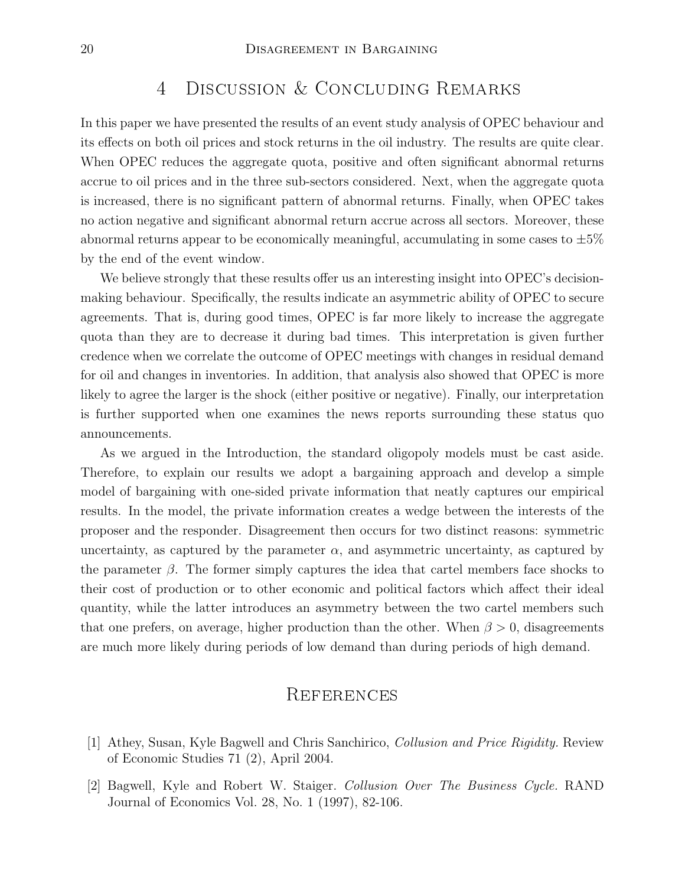# 4 Discussion & Concluding Remarks

In this paper we have presented the results of an event study analysis of OPEC behaviour and its effects on both oil prices and stock returns in the oil industry. The results are quite clear. When OPEC reduces the aggregate quota, positive and often significant abnormal returns accrue to oil prices and in the three sub-sectors considered. Next, when the aggregate quota is increased, there is no significant pattern of abnormal returns. Finally, when OPEC takes no action negative and significant abnormal return accrue across all sectors. Moreover, these abnormal returns appear to be economically meaningful, accumulating in some cases to $\pm 5\%$ by the end of the event window.

We believe strongly that these results offer us an interesting insight into OPEC's decision-making behaviour. Specifically, the results indicate an asymmetric ability of OPEC to secure agreements. That is, during good times, OPEC is far more likely to increase the aggregate quota than they are to decrease it during bad times. This interpretation is given further credence when we correlate the outcome of OPEC meetings with changes in residual demand for oil and changes in inventories. In addition, that analysis also showed that OPEC is more likely to agree the larger is the shock (either positive or negative). Finally, our interpretation is further supported when one examines the news reports surrounding these status quo announcements.

As we argued in the Introduction, the standard oligopoly models must be cast aside. Therefore, to explain our results we adopt a bargaining approach and develop a simple model of bargaining with one-sided private information that neatly captures our empirical results. In the model, the private information creates a wedge between the interests of the proposer and the responder. Disagreement then occurs for two distinct reasons: symmetric uncertainty, as captured by the parameter $\alpha$, and asymmetric uncertainty, as captured by the parameter $\beta$. The former simply captures the idea that cartel members face shocks to their cost of production or to other economic and political factors which affect their ideal quantity, while the latter introduces an asymmetry between the two cartel members such that one prefers, on average, higher production than the other. When $\beta > 0$, disagreements are much more likely during periods of low demand than during periods of high demand.

# References

[1] Athey, Susan, Kyle Bagwell and Chris Sanchirico, *Collusion and Price Rigidity.* Review of Economic Studies 71 (2), April 2004.

[2] Bagwell, Kyle and Robert W. Staiger. *Collusion Over The Business Cycle.* RAND Journal of Economics Vol. 28, No. 1 (1997), 82-106.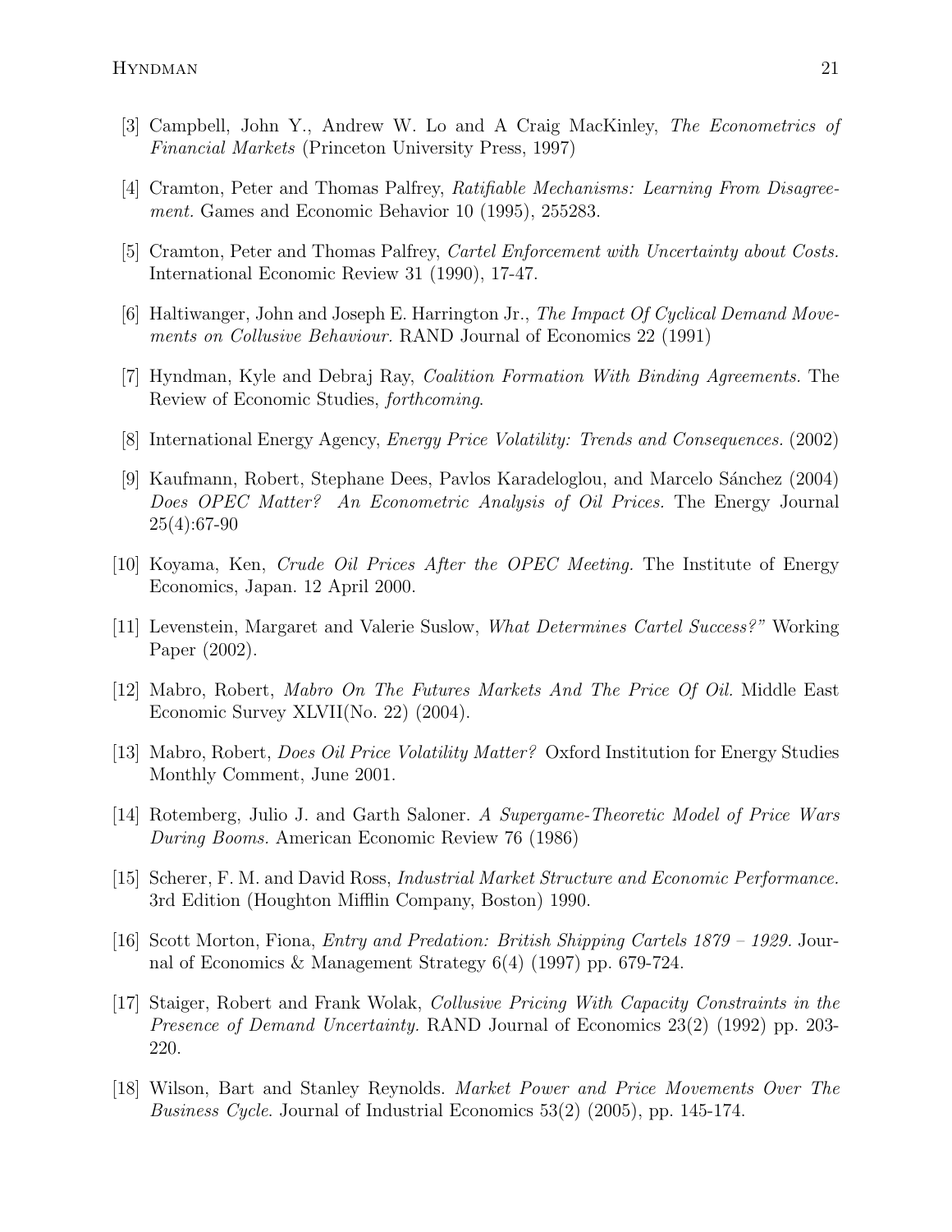[3] Campbell, John Y., Andrew W. Lo and A Craig MacKinley, *The Econometrics of Financial Markets* (Princeton University Press, 1997)

[4] Cramton, Peter and Thomas Palfrey, *Ratifiable Mechanisms: Learning From Disagreement.* Games and Economic Behavior 10 (1995), 255283.

[5] Cramton, Peter and Thomas Palfrey, *Cartel Enforcement with Uncertainty about Costs.* International Economic Review 31 (1990), 17-47.

[6] Haltiwanger, John and Joseph E. Harrington Jr., *The Impact Of Cyclical Demand Movements on Collusive Behaviour.* RAND Journal of Economics 22 (1991)

[7] Hyndman, Kyle and Debraj Ray, *Coalition Formation With Binding Agreements.* The Review of Economic Studies, *forthcoming*.

[8] International Energy Agency, *Energy Price Volatility: Trends and Consequences.* (2002)

[9] Kaufmann, Robert, Stephane Dees, Pavlos Karadeloglou, and Marcelo Sánchez (2004) *Does OPEC Matter? An Econometric Analysis of Oil Prices.* The Energy Journal 25(4):67-90

[10] Koyama, Ken, *Crude Oil Prices After the OPEC Meeting.* The Institute of Energy Economics, Japan. 12 April 2000.

[11] Levenstein, Margaret and Valerie Suslow, *What Determines Cartel Success?"* Working Paper (2002).

[12] Mabro, Robert, *Mabro On The Futures Markets And The Price Of Oil.* Middle East Economic Survey XLVII(No. 22) (2004).

[13] Mabro, Robert, *Does Oil Price Volatility Matter?* Oxford Institution for Energy Studies Monthly Comment, June 2001.

[14] Rotemberg, Julio J. and Garth Saloner. *A Supergame-Theoretic Model of Price Wars During Booms.* American Economic Review 76 (1986)

[15] Scherer, F. M. and David Ross, *Industrial Market Structure and Economic Performance.* 3rd Edition (Houghton Mifflin Company, Boston) 1990.

[16] Scott Morton, Fiona, *Entry and Predation: British Shipping Cartels 1879 – 1929.* Journal of Economics & Management Strategy 6(4) (1997) pp. 679-724.

[17] Staiger, Robert and Frank Wolak, *Collusive Pricing With Capacity Constraints in the Presence of Demand Uncertainty.* RAND Journal of Economics 23(2) (1992) pp. 203-220.

[18] Wilson, Bart and Stanley Reynolds. *Market Power and Price Movements Over The Business Cycle.* Journal of Industrial Economics 53(2) (2005), pp. 145-174.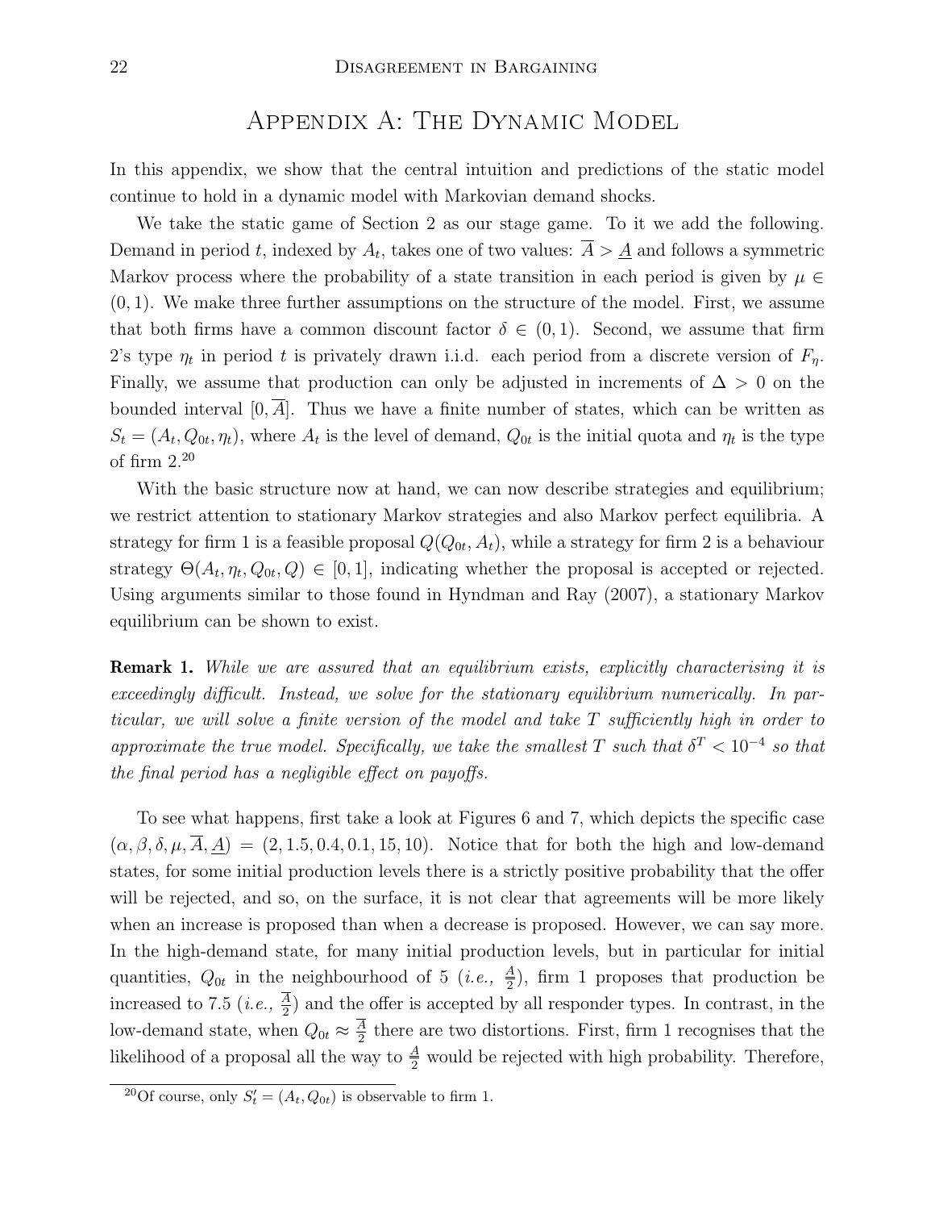# Appendix A: The Dynamic Model

In this appendix, we show that the central intuition and predictions of the static model continue to hold in a dynamic model with Markovian demand shocks.

We take the static game of Section 2 as our stage game. To it we add the following. Demand in period $t$, indexed by $A_t$, takes one of two values: $\overline{A} > \underline{A}$ and follows a symmetric Markov process where the probability of a state transition in each period is given by $\mu \in (0,1)$. We make three further assumptions on the structure of the model. First, we assume that both firms have a common discount factor $\delta \in (0,1)$. Second, we assume that firm 2's type $\eta_t$ in period $t$ is privately drawn i.i.d. each period from a discrete version of $F_\eta$. Finally, we assume that production can only be adjusted in increments of $\Delta > 0$ on the bounded interval $[0, \overline{A}]$. Thus we have a finite number of states, which can be written as $S_t = (A_t, Q_{0t}, \eta_t)$, where $A_t$ is the level of demand, $Q_{0t}$ is the initial quota and $\eta_t$ is the type of firm 2.[20]

With the basic structure now at hand, we can now describe strategies and equilibrium; we restrict attention to stationary Markov strategies and also Markov perfect equilibria. A strategy for firm 1 is a feasible proposal $Q(Q_{0t}, A_t)$, while a strategy for firm 2 is a behaviour strategy $\Theta(A_t, \eta_t, Q_{0t}, Q) \in [0,1]$, indicating whether the proposal is accepted or rejected. Using arguments similar to those found in Hyndman and Ray (2007), a stationary Markov equilibrium can be shown to exist.

**Remark 1.** *While we are assured that an equilibrium exists, explicitly characterising it is exceedingly difficult. Instead, we solve for the stationary equilibrium numerically. In particular, we will solve a finite version of the model and take $T$ sufficiently high in order to approximate the true model. Specifically, we take the smallest $T$ such that $\delta^T < 10^{-4}$ so that the final period has a negligible effect on payoffs.*

To see what happens, first take a look at Figures 6 and 7, which depicts the specific case $(\alpha, \beta, \delta, \mu, \overline{A}, \underline{A}) = (2, 1.5, 0.4, 0.1, 15, 10)$. Notice that for both the high and low-demand states, for some initial production levels there is a strictly positive probability that the offer will be rejected, and so, on the surface, it is not clear that agreements will be more likely when an increase is proposed than when a decrease is proposed. However, we can say more. In the high-demand state, for many initial production levels, but in particular for initial quantities, $Q_{0t}$ in the neighbourhood of 5 (*i.e.,* $\frac{\underline{A}}{2}$), firm 1 proposes that production be increased to 7.5 (*i.e.,* $\frac{\overline{A}}{2}$) and the offer is accepted by all responder types. In contrast, in the low-demand state, when $Q_{0t} \approx \frac{\overline{A}}{2}$ there are two distortions. First, firm 1 recognises that the likelihood of a proposal all the way to $\frac{\underline{A}}{2}$ would be rejected with high probability. Therefore,

[20] Of course, only $S'_t = (A_t, Q_{0t})$ is observable to firm 1.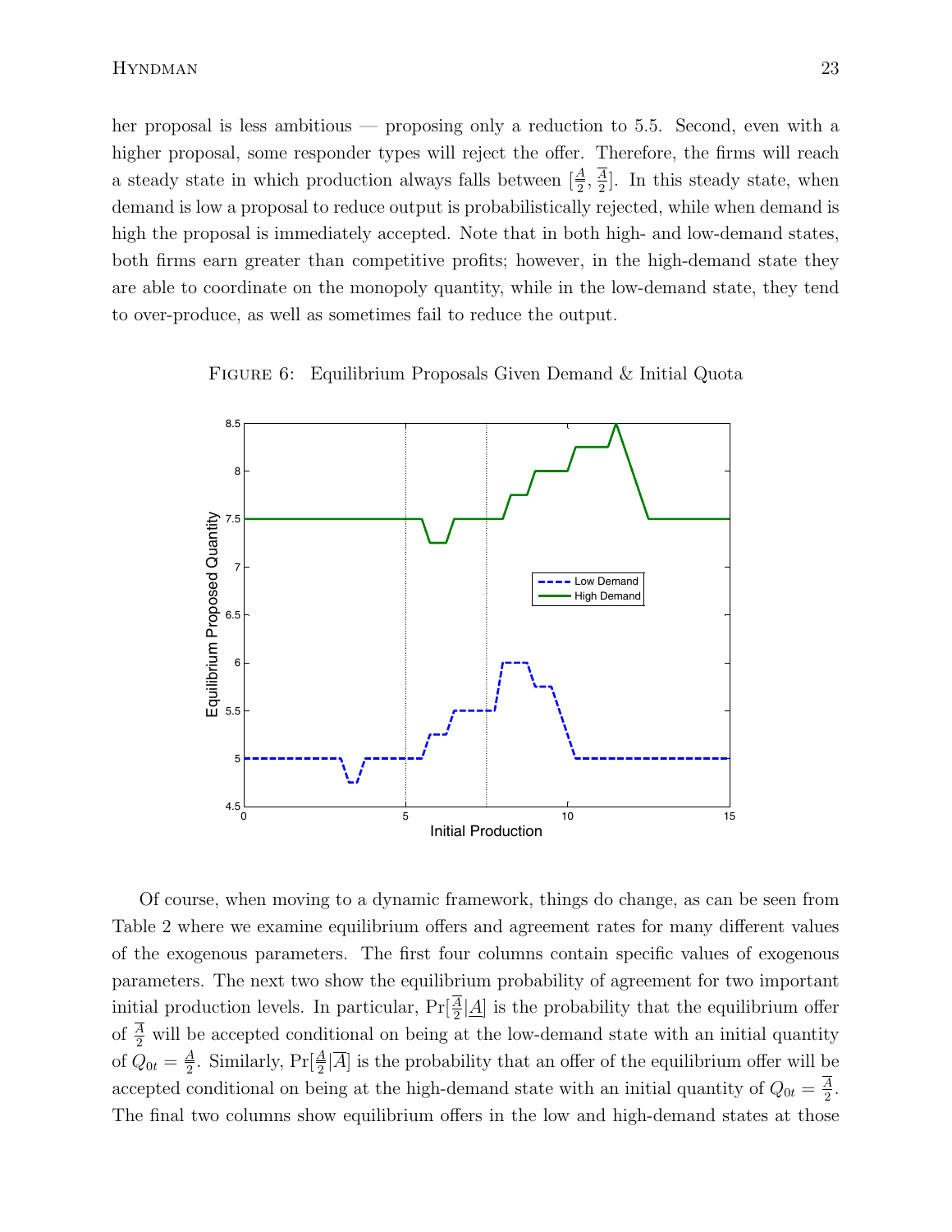her proposal is less ambitious — proposing only a reduction to 5.5. Second, even with a higher proposal, some responder types will reject the offer. Therefore, the firms will reach a steady state in which production always falls between $[\frac{\underline{A}}{2}, \frac{\overline{A}}{2}]$. In this steady state, when demand is low a proposal to reduce output is probabilistically rejected, while when demand is high the proposal is immediately accepted. Note that in both high- and low-demand states, both firms earn greater than competitive profits; however, in the high-demand state they are able to coordinate on the monopoly quantity, while in the low-demand state, they tend to over-produce, as well as sometimes fail to reduce the output.

Figure 6: Equilibrium Proposals Given Demand & Initial Quota

Of course, when moving to a dynamic framework, things do change, as can be seen from Table 2 where we examine equilibrium offers and agreement rates for many different values of the exogenous parameters. The first four columns contain specific values of exogenous parameters. The next two show the equilibrium probability of agreement for two important initial production levels. In particular, $\Pr[\frac{\overline{A}}{2}|\underline{A}]$ is the probability that the equilibrium offer of $\frac{\overline{A}}{2}$ will be accepted conditional on being at the low-demand state with an initial quantity of $Q_{0t} = \frac{\underline{A}}{2}$. Similarly, $\Pr[\frac{\underline{A}}{2}|\overline{A}]$ is the probability that an offer of the equilibrium offer will be accepted conditional on being at the high-demand state with an initial quantity of $Q_{0t} = \frac{\overline{A}}{2}$. The final two columns show equilibrium offers in the low and high-demand states at those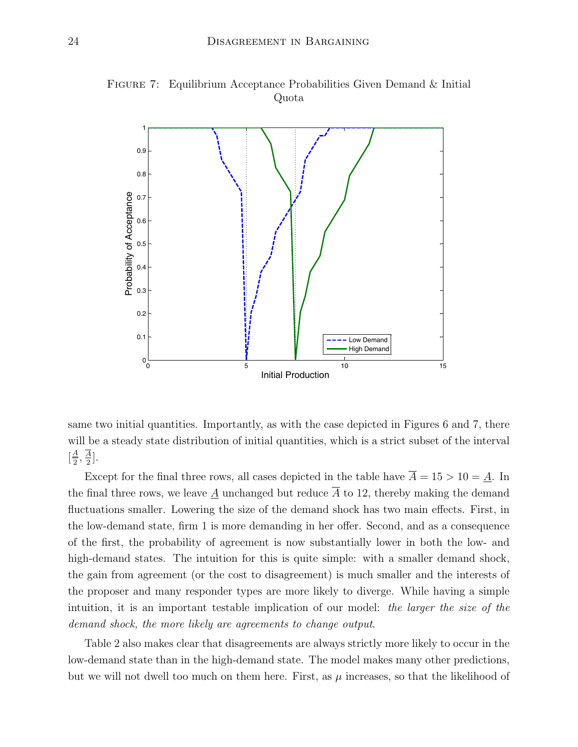FIGURE 7: Equilibrium Acceptance Probabilities Given Demand & Initial Quota

same two initial quantities. Importantly, as with the case depicted in Figures 6 and 7, there will be a steady state distribution of initial quantities, which is a strict subset of the interval $[\frac{\underline{A}}{2}, \frac{\overline{A}}{2}]$.

Except for the final three rows, all cases depicted in the table have $\overline{A} = 15 > 10 = \underline{A}$. In the final three rows, we leave $\underline{A}$ unchanged but reduce $\overline{A}$ to 12, thereby making the demand fluctuations smaller. Lowering the size of the demand shock has two main effects. First, in the low-demand state, firm 1 is more demanding in her offer. Second, and as a consequence of the first, the probability of agreement is now substantially lower in both the low- and high-demand states. The intuition for this is quite simple: with a smaller demand shock, the gain from agreement (or the cost to disagreement) is much smaller and the interests of the proposer and many responder types are more likely to diverge. While having a simple intuition, it is an important testable implication of our model: *the larger the size of the demand shock, the more likely are agreements to change output*.

Table 2 also makes clear that disagreements are always strictly more likely to occur in the low-demand state than in the high-demand state. The model makes many other predictions, but we will not dwell too much on them here. First, as $\mu$ increases, so that the likelihood of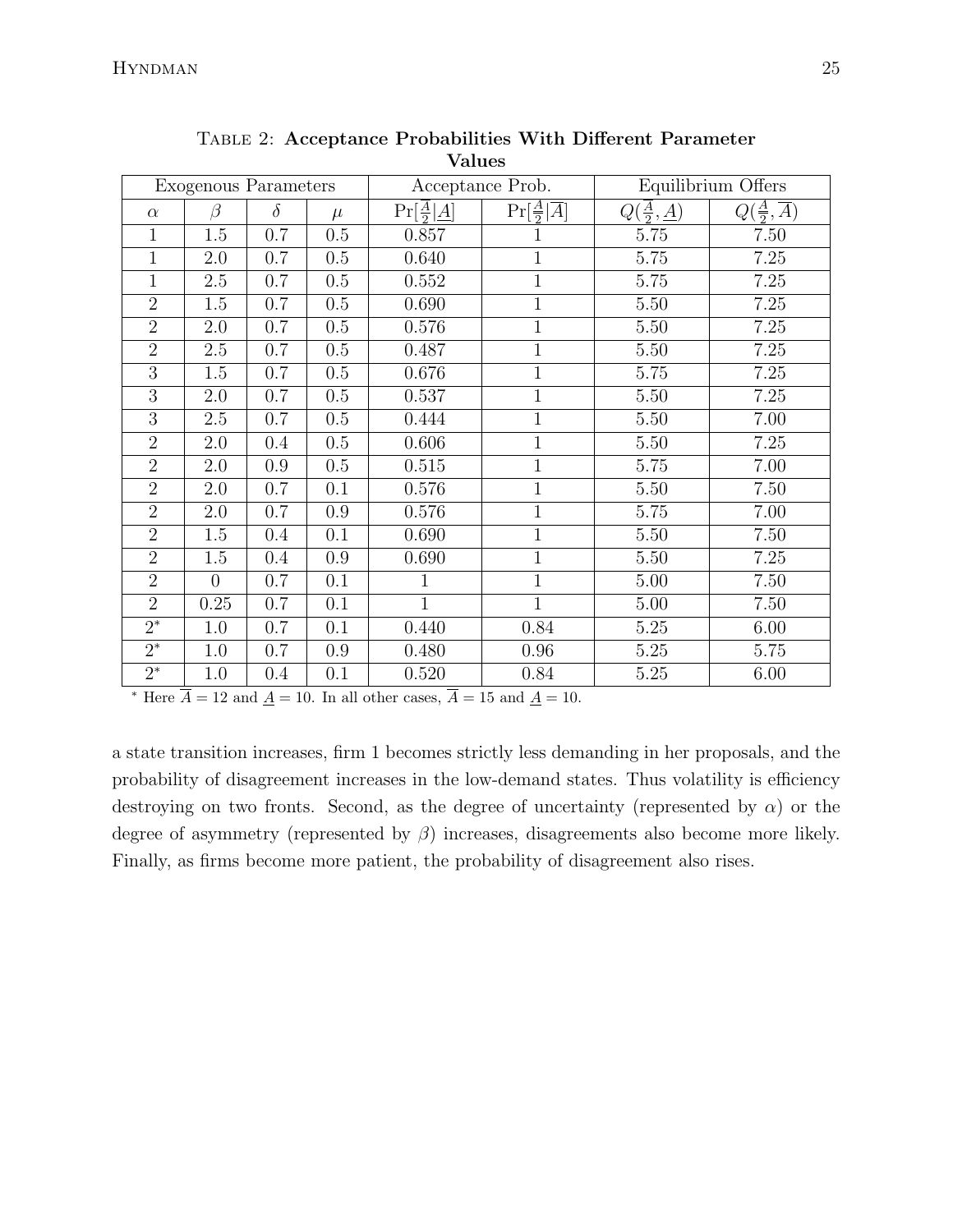TABLE 2: **Acceptance Probabilities With Different Parameter Values**

| Exogenous Parameters | | | | Acceptance Prob. | | Equilibrium Offers | |
|---|---|---|---|---|---|---|---|
| $\alpha$ | $\beta$ | $\delta$ | $\mu$ | $\Pr[\frac{\underline{A}}{2}\|\underline{A}]$ | $\Pr[\frac{\underline{A}}{2}\|\overline{A}]$ | $Q(\frac{\underline{A}}{2}, \underline{A})$ | $Q(\frac{\underline{A}}{2}, \overline{A})$ |
| 1 | 1.5 | 0.7 | 0.5 | 0.857 | 1 | 5.75 | 7.50 |
| 1 | 2.0 | 0.7 | 0.5 | 0.640 | 1 | 5.75 | 7.25 |
| 1 | 2.5 | 0.7 | 0.5 | 0.552 | 1 | 5.75 | 7.25 |
| 2 | 1.5 | 0.7 | 0.5 | 0.690 | 1 | 5.50 | 7.25 |
| 2 | 2.0 | 0.7 | 0.5 | 0.576 | 1 | 5.50 | 7.25 |
| 2 | 2.5 | 0.7 | 0.5 | 0.487 | 1 | 5.50 | 7.25 |
| 3 | 1.5 | 0.7 | 0.5 | 0.676 | 1 | 5.75 | 7.25 |
| 3 | 2.0 | 0.7 | 0.5 | 0.537 | 1 | 5.50 | 7.25 |
| 3 | 2.5 | 0.7 | 0.5 | 0.444 | 1 | 5.50 | 7.00 |
| 2 | 2.0 | 0.4 | 0.5 | 0.606 | 1 | 5.50 | 7.25 |
| 2 | 2.0 | 0.9 | 0.5 | 0.515 | 1 | 5.75 | 7.00 |
| 2 | 2.0 | 0.7 | 0.1 | 0.576 | 1 | 5.50 | 7.50 |
| 2 | 2.0 | 0.7 | 0.9 | 0.576 | 1 | 5.75 | 7.00 |
| 2 | 1.5 | 0.4 | 0.1 | 0.690 | 1 | 5.50 | 7.50 |
| 2 | 1.5 | 0.4 | 0.9 | 0.690 | 1 | 5.50 | 7.25 |
| 2 | 0 | 0.7 | 0.1 | 1 | 1 | 5.00 | 7.50 |
| 2 | 0.25 | 0.7 | 0.1 | 1 | 1 | 5.00 | 7.50 |
| $2^*$ | 1.0 | 0.7 | 0.1 | 0.440 | 0.84 | 5.25 | 6.00 |
| $2^*$ | 1.0 | 0.7 | 0.9 | 0.480 | 0.96 | 5.25 | 5.75 |
| $2^*$ | 1.0 | 0.4 | 0.1 | 0.520 | 0.84 | 5.25 | 6.00 |

\* Here $\overline{A} = 12$ and $\underline{A} = 10$. In all other cases, $\overline{A} = 15$ and $\underline{A} = 10$.

a state transition increases, firm 1 becomes strictly less demanding in her proposals, and the probability of disagreement increases in the low-demand states. Thus volatility is efficiency destroying on two fronts. Second, as the degree of uncertainty (represented by $\alpha$) or the degree of asymmetry (represented by $\beta$) increases, disagreements also become more likely. Finally, as firms become more patient, the probability of disagreement also rises.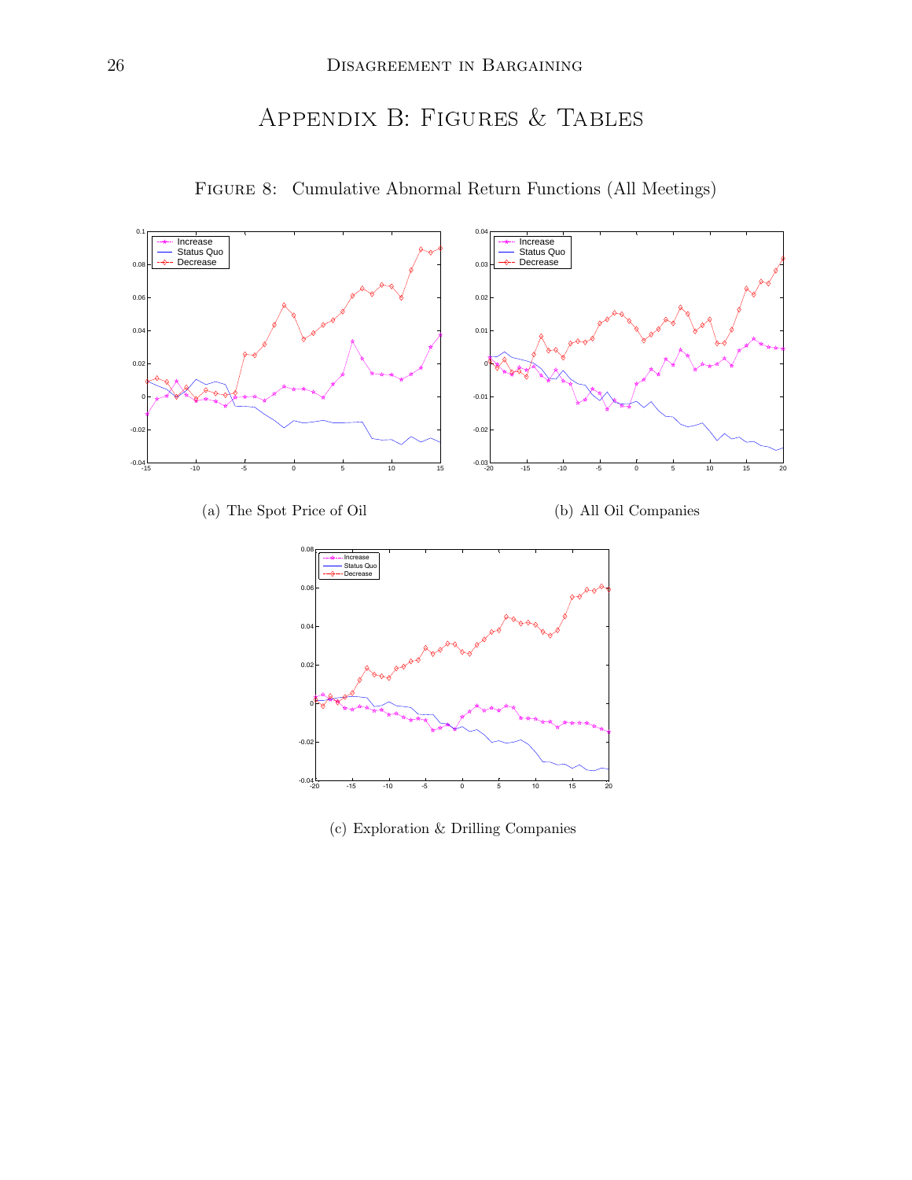# Appendix B: Figures & Tables

Figure 8: Cumulative Abnormal Return Functions (All Meetings)

(a) The Spot Price of Oil

(b) All Oil Companies

(c) Exploration & Drilling Companies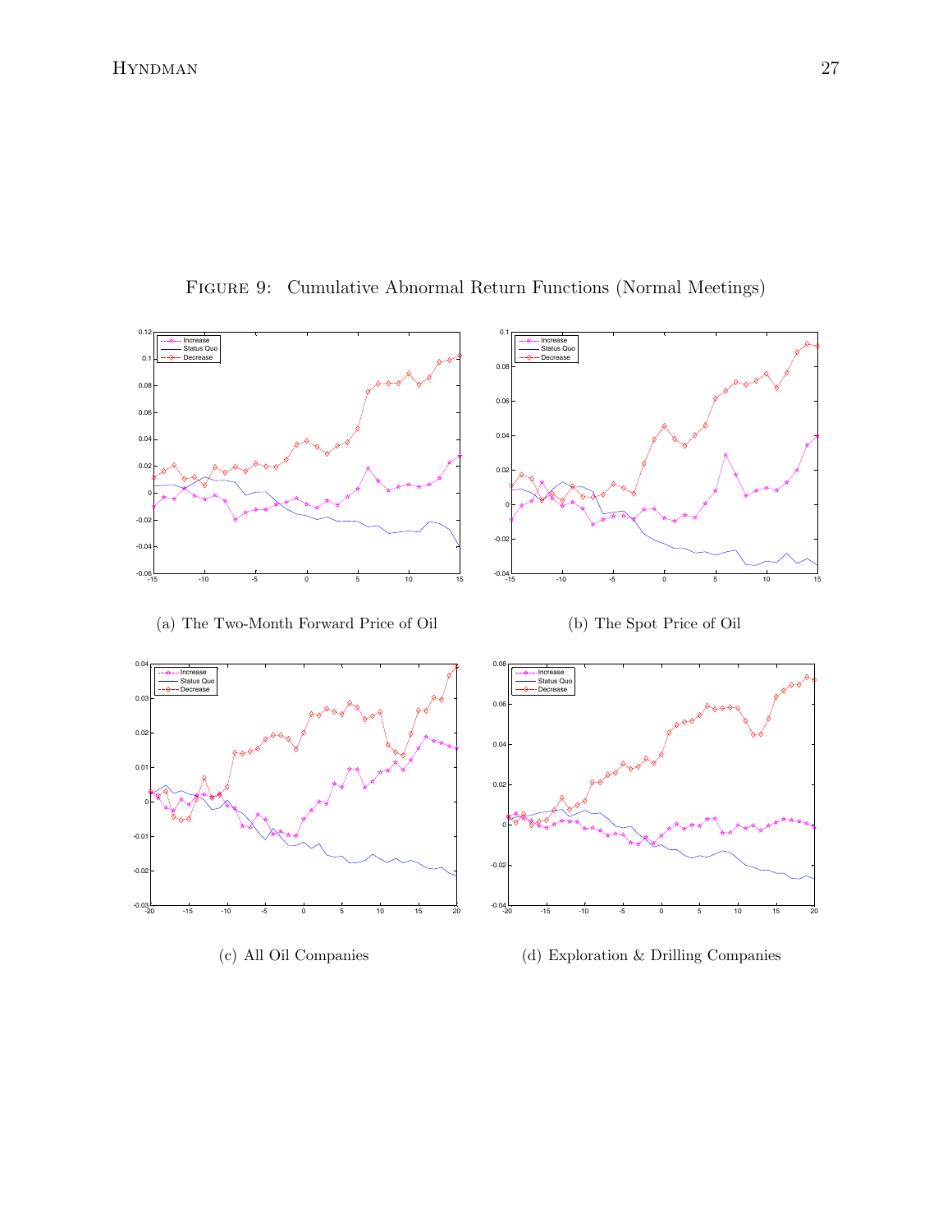Figure 9: Cumulative Abnormal Return Functions (Normal Meetings)

(a) The Two-Month Forward Price of Oil

(b) The Spot Price of Oil

(c) All Oil Companies

(d) Exploration & Drilling Companies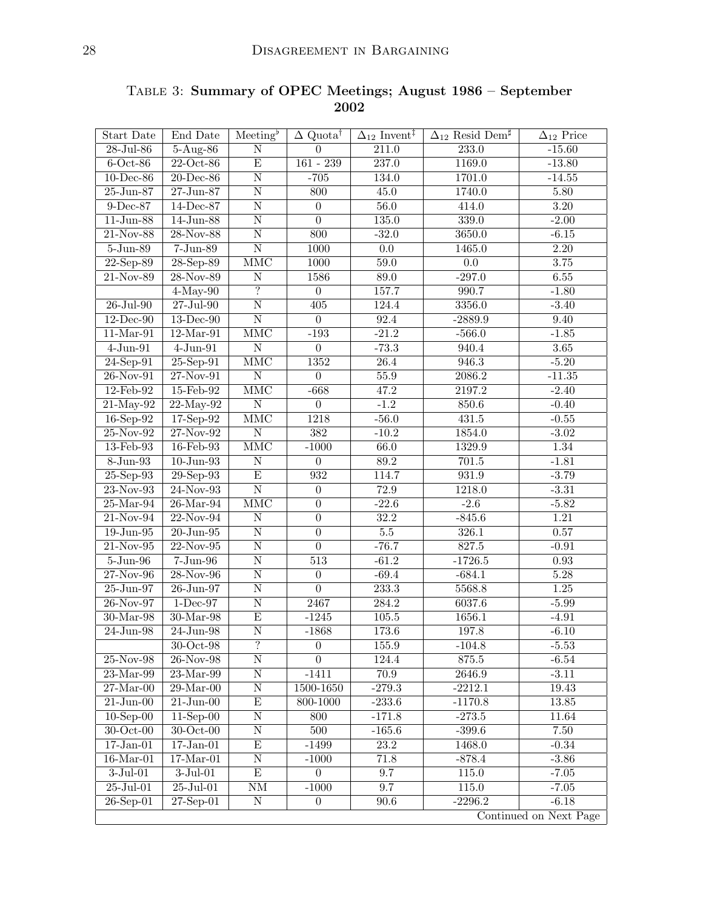Table 3: **Summary of OPEC Meetings; August 1986 – September 2002**

| Start Date | End Date | Meeting[♭] | Δ Quota[†] | $\Delta_{12}$ Invent[‡] | $\Delta_{12}$ Resid Dem[♯] | $\Delta_{12}$ Price |
|---|---|---|---|---|---|---|
| 28-Jul-86 | 5-Aug-86 | N | 0 | 211.0 | 233.0 | -15.60 |
| 6-Oct-86 | 22-Oct-86 | E | 161 - 239 | 237.0 | 1169.0 | -13.80 |
| 10-Dec-86 | 20-Dec-86 | N | -705 | 134.0 | 1701.0 | -14.55 |
| 25-Jun-87 | 27-Jun-87 | N | 800 | 45.0 | 1740.0 | 5.80 |
| 9-Dec-87 | 14-Dec-87 | N | 0 | 56.0 | 414.0 | 3.20 |
| 11-Jun-88 | 14-Jun-88 | N | 0 | 135.0 | 339.0 | -2.00 |
| 21-Nov-88 | 28-Nov-88 | N | 800 | -32.0 | 3650.0 | -6.15 |
| 5-Jun-89 | 7-Jun-89 | N | 1000 | 0.0 | 1465.0 | 2.20 |
| 22-Sep-89 | 28-Sep-89 | MMC | 1000 | 59.0 | 0.0 | 3.75 |
| 21-Nov-89 | 28-Nov-89 | N | 1586 | 89.0 | -297.0 | 6.55 |
| | 4-May-90 | ? | 0 | 157.7 | 990.7 | -1.80 |
| 26-Jul-90 | 27-Jul-90 | N | 405 | 124.4 | 3356.0 | -3.40 |
| 12-Dec-90 | 13-Dec-90 | N | 0 | 92.4 | -2889.9 | 9.40 |
| 11-Mar-91 | 12-Mar-91 | MMC | -193 | -21.2 | -566.0 | -1.85 |
| 4-Jun-91 | 4-Jun-91 | N | 0 | -73.3 | 940.4 | 3.65 |
| 24-Sep-91 | 25-Sep-91 | MMC | 1352 | 26.4 | 946.3 | -5.20 |
| 26-Nov-91 | 27-Nov-91 | N | 0 | 55.9 | 2086.2 | -11.35 |
| 12-Feb-92 | 15-Feb-92 | MMC | -668 | 47.2 | 2197.2 | -2.40 |
| 21-May-92 | 22-May-92 | N | 0 | -1.2 | 850.6 | -0.40 |
| 16-Sep-92 | 17-Sep-92 | MMC | 1218 | -56.0 | 431.5 | -0.55 |
| 25-Nov-92 | 27-Nov-92 | N | 382 | -10.2 | 1854.0 | -3.02 |
| 13-Feb-93 | 16-Feb-93 | MMC | -1000 | 66.0 | 1329.9 | 1.34 |
| 8-Jun-93 | 10-Jun-93 | N | 0 | 89.2 | 701.5 | -1.81 |
| 25-Sep-93 | 29-Sep-93 | E | 932 | 114.7 | 931.9 | -3.79 |
| 23-Nov-93 | 24-Nov-93 | N | 0 | 72.9 | 1218.0 | -3.31 |
| 25-Mar-94 | 26-Mar-94 | MMC | 0 | -22.6 | -2.6 | -5.82 |
| 21-Nov-94 | 22-Nov-94 | N | 0 | 32.2 | -845.6 | 1.21 |
| 19-Jun-95 | 20-Jun-95 | N | 0 | 5.5 | 326.1 | 0.57 |
| 21-Nov-95 | 22-Nov-95 | N | 0 | -76.7 | 827.5 | -0.91 |
| 5-Jun-96 | 7-Jun-96 | N | 513 | -61.2 | -1726.5 | 0.93 |
| 27-Nov-96 | 28-Nov-96 | N | 0 | -69.4 | -684.1 | 5.28 |
| 25-Jun-97 | 26-Jun-97 | N | 0 | 233.3 | 5568.8 | 1.25 |
| 26-Nov-97 | 1-Dec-97 | N | 2467 | 284.2 | 6037.6 | -5.99 |
| 30-Mar-98 | 30-Mar-98 | E | -1245 | 105.5 | 1656.1 | -4.91 |
| 24-Jun-98 | 24-Jun-98 | N | -1868 | 173.6 | 197.8 | -6.10 |
| | 30-Oct-98 | ? | 0 | 155.9 | -104.8 | -5.53 |
| 25-Nov-98 | 26-Nov-98 | N | 0 | 124.4 | 875.5 | -6.54 |
| 23-Mar-99 | 23-Mar-99 | N | -1411 | 70.9 | 2646.9 | -3.11 |
| 27-Mar-00 | 29-Mar-00 | N | 1500-1650 | -279.3 | -2212.1 | 19.43 |
| 21-Jun-00 | 21-Jun-00 | E | 800-1000 | -233.6 | -1170.8 | 13.85 |
| 10-Sep-00 | 11-Sep-00 | N | 800 | -171.8 | -273.5 | 11.64 |
| 30-Oct-00 | 30-Oct-00 | N | 500 | -165.6 | -399.6 | 7.50 |
| 17-Jan-01 | 17-Jan-01 | E | -1499 | 23.2 | 1468.0 | -0.34 |
| 16-Mar-01 | 17-Mar-01 | N | -1000 | 71.8 | -878.4 | -3.86 |
| 3-Jul-01 | 3-Jul-01 | E | 0 | 9.7 | 115.0 | -7.05 |
| 25-Jul-01 | 25-Jul-01 | NM | -1000 | 9.7 | 115.0 | -7.05 |
| 26-Sep-01 | 27-Sep-01 | N | 0 | 90.6 | -2296.2 | -6.18 |

Continued on Next Page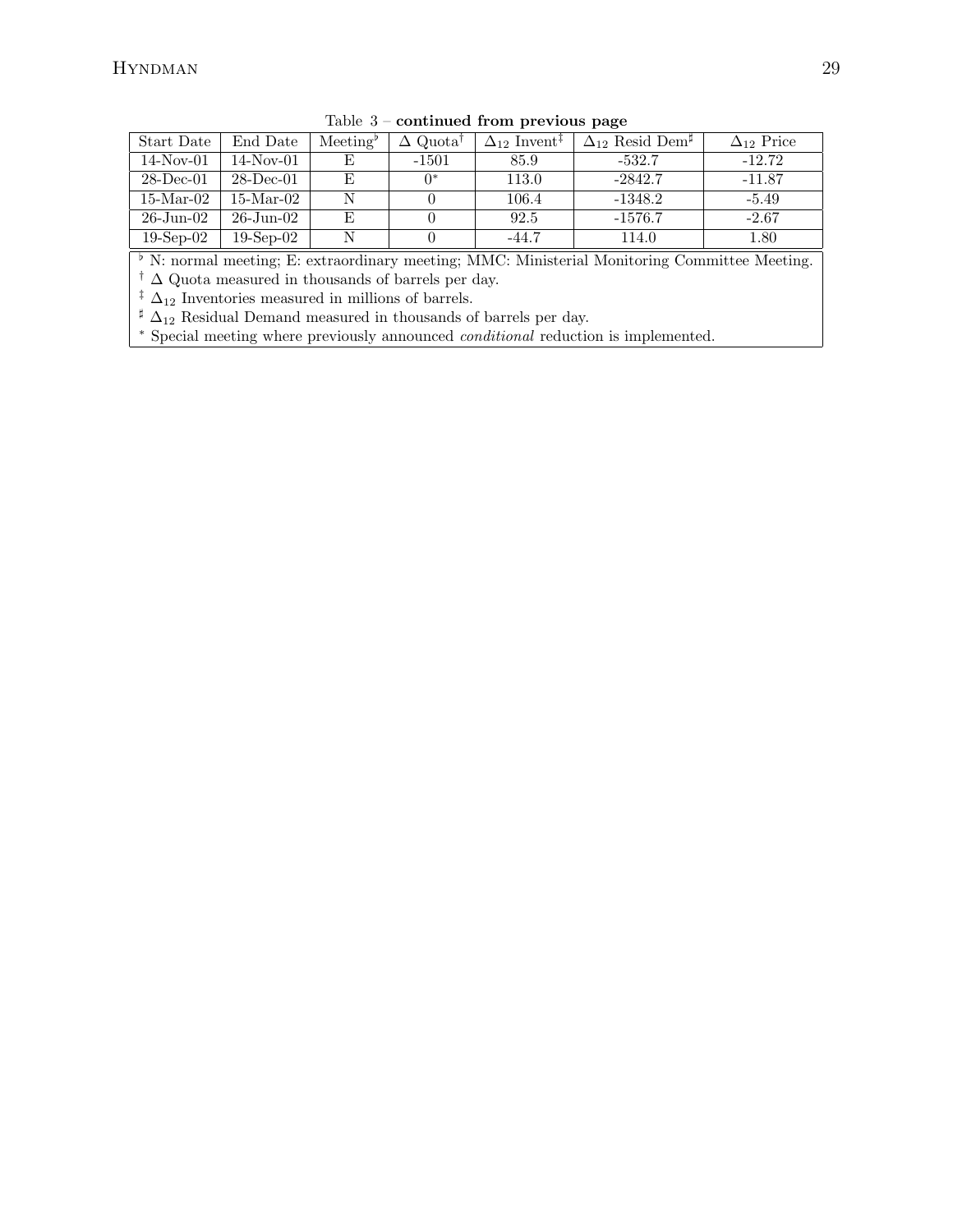Table 3 – **continued from previous page**

| Start Date | End Date | Meeting[♭] | $\Delta$ Quota[†] | $\Delta_{12}$ Invent[‡] | $\Delta_{12}$ Resid Dem[♯] | $\Delta_{12}$ Price |
|---|---|---|---|---|---|---|
| 14-Nov-01 | 14-Nov-01 | E | -1501 | 85.9 | -532.7 | -12.72 |
| 28-Dec-01 | 28-Dec-01 | E | 0[*] | 113.0 | -2842.7 | -11.87 |
| 15-Mar-02 | 15-Mar-02 | N | 0 | 106.4 | -1348.2 | -5.49 |
| 26-Jun-02 | 26-Jun-02 | E | 0 | 92.5 | -1576.7 | -2.67 |
| 19-Sep-02 | 19-Sep-02 | N | 0 | -44.7 | 114.0 | 1.80 |

[♭] N: normal meeting; E: extraordinary meeting; MMC: Ministerial Monitoring Committee Meeting.
[†] $\Delta$ Quota measured in thousands of barrels per day.
[‡] $\Delta_{12}$ Inventories measured in millions of barrels.
[♯] $\Delta_{12}$ Residual Demand measured in thousands of barrels per day.
[*] Special meeting where previously announced *conditional* reduction is implemented.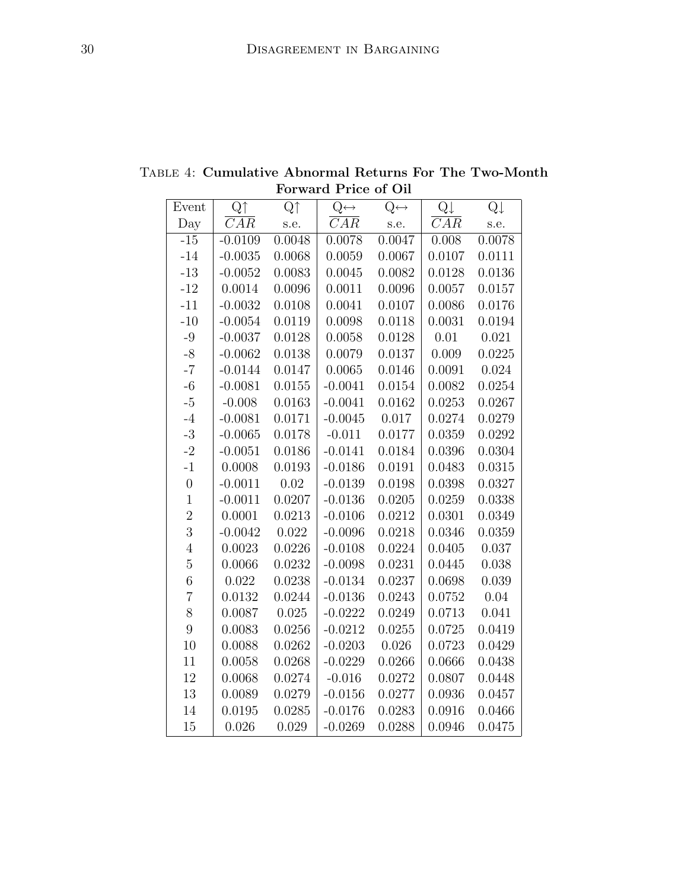TABLE 4: **Cumulative Abnormal Returns For The Two-Month Forward Price of Oil**

| Event Day | Q↑ $\overline{CAR}$ | Q↑ s.e. | Q↔ $\overline{CAR}$ | Q↔ s.e. | Q↓ $\overline{CAR}$ | Q↓ s.e. |
|---|---|---|---|---|---|---|
| -15 | -0.0109 | 0.0048 | 0.0078 | 0.0047 | 0.008 | 0.0078 |
| -14 | -0.0035 | 0.0068 | 0.0059 | 0.0067 | 0.0107 | 0.0111 |
| -13 | -0.0052 | 0.0083 | 0.0045 | 0.0082 | 0.0128 | 0.0136 |
| -12 | 0.0014 | 0.0096 | 0.0011 | 0.0096 | 0.0057 | 0.0157 |
| -11 | -0.0032 | 0.0108 | 0.0041 | 0.0107 | 0.0086 | 0.0176 |
| -10 | -0.0054 | 0.0119 | 0.0098 | 0.0118 | 0.0031 | 0.0194 |
| -9 | -0.0037 | 0.0128 | 0.0058 | 0.0128 | 0.01 | 0.021 |
| -8 | -0.0062 | 0.0138 | 0.0079 | 0.0137 | 0.009 | 0.0225 |
| -7 | -0.0144 | 0.0147 | 0.0065 | 0.0146 | 0.0091 | 0.024 |
| -6 | -0.0081 | 0.0155 | -0.0041 | 0.0154 | 0.0082 | 0.0254 |
| -5 | -0.008 | 0.0163 | -0.0041 | 0.0162 | 0.0253 | 0.0267 |
| -4 | -0.0081 | 0.0171 | -0.0045 | 0.017 | 0.0274 | 0.0279 |
| -3 | -0.0065 | 0.0178 | -0.011 | 0.0177 | 0.0359 | 0.0292 |
| -2 | -0.0051 | 0.0186 | -0.0141 | 0.0184 | 0.0396 | 0.0304 |
| -1 | 0.0008 | 0.0193 | -0.0186 | 0.0191 | 0.0483 | 0.0315 |
| 0 | -0.0011 | 0.02 | -0.0139 | 0.0198 | 0.0398 | 0.0327 |
| 1 | -0.0011 | 0.0207 | -0.0136 | 0.0205 | 0.0259 | 0.0338 |
| 2 | 0.0001 | 0.0213 | -0.0106 | 0.0212 | 0.0301 | 0.0349 |
| 3 | -0.0042 | 0.022 | -0.0096 | 0.0218 | 0.0346 | 0.0359 |
| 4 | 0.0023 | 0.0226 | -0.0108 | 0.0224 | 0.0405 | 0.037 |
| 5 | 0.0066 | 0.0232 | -0.0098 | 0.0231 | 0.0445 | 0.038 |
| 6 | 0.022 | 0.0238 | -0.0134 | 0.0237 | 0.0698 | 0.039 |
| 7 | 0.0132 | 0.0244 | -0.0136 | 0.0243 | 0.0752 | 0.04 |
| 8 | 0.0087 | 0.025 | -0.0222 | 0.0249 | 0.0713 | 0.041 |
| 9 | 0.0083 | 0.0256 | -0.0212 | 0.0255 | 0.0725 | 0.0419 |
| 10 | 0.0088 | 0.0262 | -0.0203 | 0.026 | 0.0723 | 0.0429 |
| 11 | 0.0058 | 0.0268 | -0.0229 | 0.0266 | 0.0666 | 0.0438 |
| 12 | 0.0068 | 0.0274 | -0.016 | 0.0272 | 0.0807 | 0.0448 |
| 13 | 0.0089 | 0.0279 | -0.0156 | 0.0277 | 0.0936 | 0.0457 |
| 14 | 0.0195 | 0.0285 | -0.0176 | 0.0283 | 0.0916 | 0.0466 |
| 15 | 0.026 | 0.029 | -0.0269 | 0.0288 | 0.0946 | 0.0475 |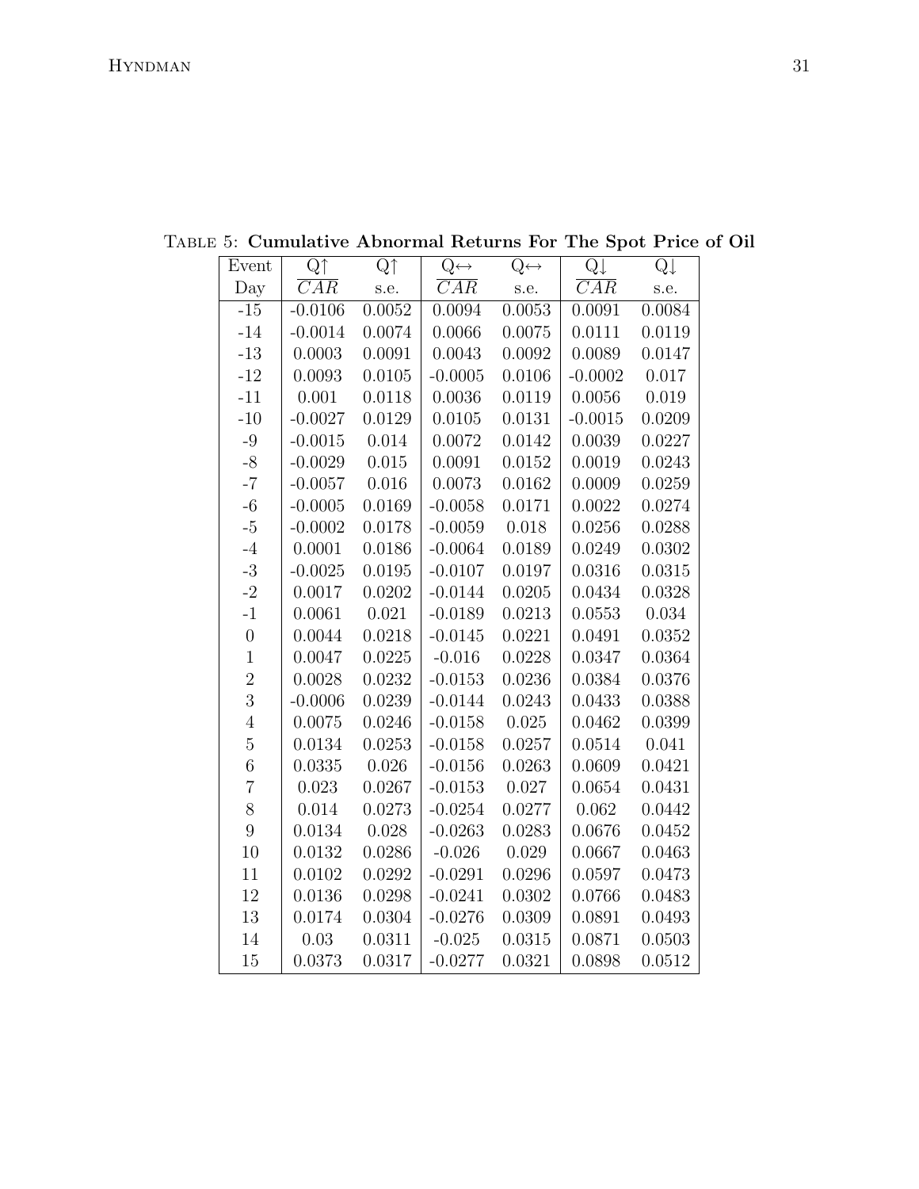Table 5: **Cumulative Abnormal Returns For The Spot Price of Oil**

| Event | Q↑ | Q↑ | Q↔ | Q↔ | Q↓ | Q↓ |
|---|---|---|---|---|---|---|
| Day | $\overline{CAR}$ | s.e. | $\overline{CAR}$ | s.e. | $\overline{CAR}$ | s.e. |
| -15 | -0.0106 | 0.0052 | 0.0094 | 0.0053 | 0.0091 | 0.0084 |
| -14 | -0.0014 | 0.0074 | 0.0066 | 0.0075 | 0.0111 | 0.0119 |
| -13 | 0.0003 | 0.0091 | 0.0043 | 0.0092 | 0.0089 | 0.0147 |
| -12 | 0.0093 | 0.0105 | -0.0005 | 0.0106 | -0.0002 | 0.017 |
| -11 | 0.001 | 0.0118 | 0.0036 | 0.0119 | 0.0056 | 0.019 |
| -10 | -0.0027 | 0.0129 | 0.0105 | 0.0131 | -0.0015 | 0.0209 |
| -9 | -0.0015 | 0.014 | 0.0072 | 0.0142 | 0.0039 | 0.0227 |
| -8 | -0.0029 | 0.015 | 0.0091 | 0.0152 | 0.0019 | 0.0243 |
| -7 | -0.0057 | 0.016 | 0.0073 | 0.0162 | 0.0009 | 0.0259 |
| -6 | -0.0005 | 0.0169 | -0.0058 | 0.0171 | 0.0022 | 0.0274 |
| -5 | -0.0002 | 0.0178 | -0.0059 | 0.018 | 0.0256 | 0.0288 |
| -4 | 0.0001 | 0.0186 | -0.0064 | 0.0189 | 0.0249 | 0.0302 |
| -3 | -0.0025 | 0.0195 | -0.0107 | 0.0197 | 0.0316 | 0.0315 |
| -2 | 0.0017 | 0.0202 | -0.0144 | 0.0205 | 0.0434 | 0.0328 |
| -1 | 0.0061 | 0.021 | -0.0189 | 0.0213 | 0.0553 | 0.034 |
| 0 | 0.0044 | 0.0218 | -0.0145 | 0.0221 | 0.0491 | 0.0352 |
| 1 | 0.0047 | 0.0225 | -0.016 | 0.0228 | 0.0347 | 0.0364 |
| 2 | 0.0028 | 0.0232 | -0.0153 | 0.0236 | 0.0384 | 0.0376 |
| 3 | -0.0006 | 0.0239 | -0.0144 | 0.0243 | 0.0433 | 0.0388 |
| 4 | 0.0075 | 0.0246 | -0.0158 | 0.025 | 0.0462 | 0.0399 |
| 5 | 0.0134 | 0.0253 | -0.0158 | 0.0257 | 0.0514 | 0.041 |
| 6 | 0.0335 | 0.026 | -0.0156 | 0.0263 | 0.0609 | 0.0421 |
| 7 | 0.023 | 0.0267 | -0.0153 | 0.027 | 0.0654 | 0.0431 |
| 8 | 0.014 | 0.0273 | -0.0254 | 0.0277 | 0.062 | 0.0442 |
| 9 | 0.0134 | 0.028 | -0.0263 | 0.0283 | 0.0676 | 0.0452 |
| 10 | 0.0132 | 0.0286 | -0.026 | 0.029 | 0.0667 | 0.0463 |
| 11 | 0.0102 | 0.0292 | -0.0291 | 0.0296 | 0.0597 | 0.0473 |
| 12 | 0.0136 | 0.0298 | -0.0241 | 0.0302 | 0.0766 | 0.0483 |
| 13 | 0.0174 | 0.0304 | -0.0276 | 0.0309 | 0.0891 | 0.0493 |
| 14 | 0.03 | 0.0311 | -0.025 | 0.0315 | 0.0871 | 0.0503 |
| 15 | 0.0373 | 0.0317 | -0.0277 | 0.0321 | 0.0898 | 0.0512 |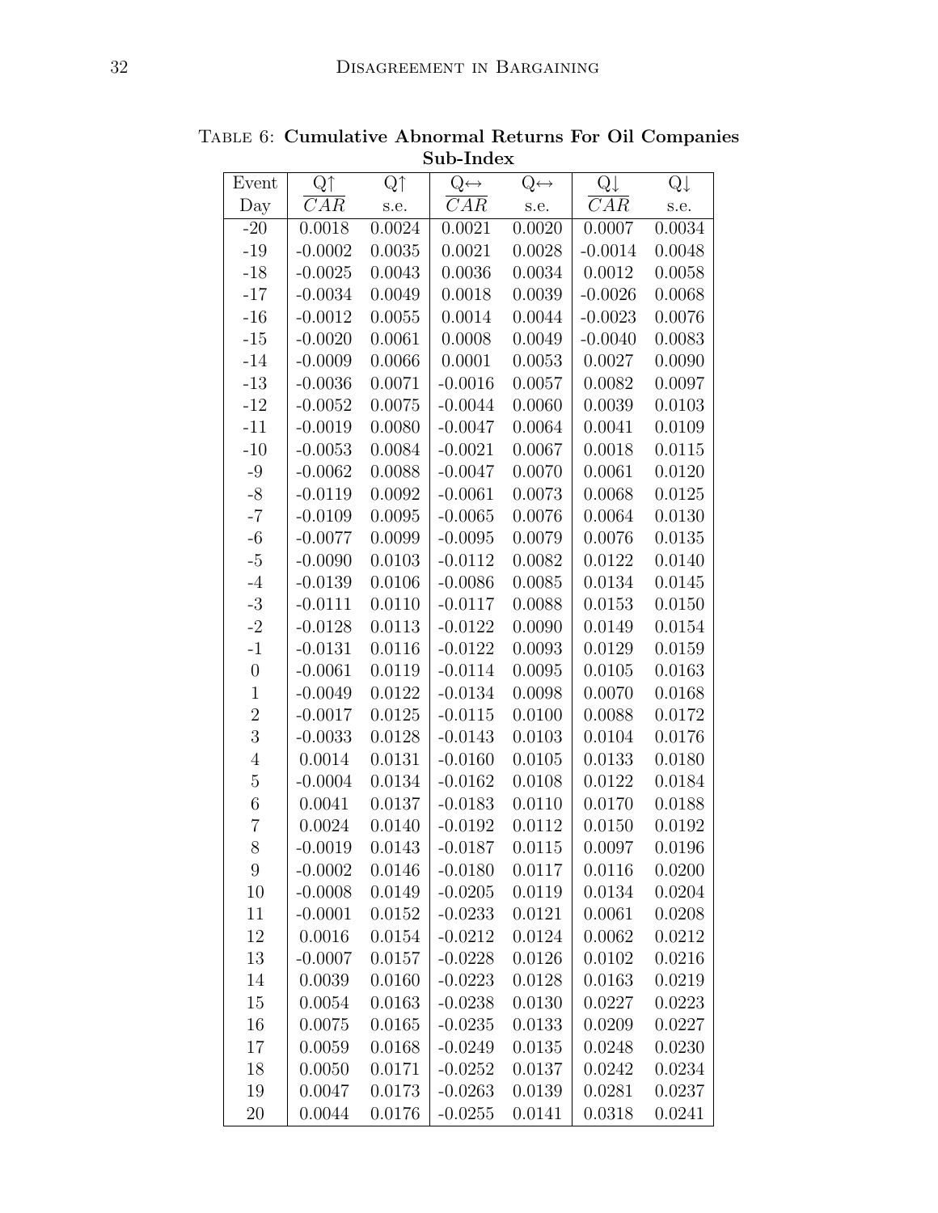Table 6: **Cumulative Abnormal Returns For Oil Companies Sub-Index**

| Event Day | Q↑ $\overline{CAR}$ | Q↑ s.e. | Q↔ $\overline{CAR}$ | Q↔ s.e. | Q↓ $\overline{CAR}$ | Q↓ s.e. |
|---|---|---|---|---|---|---|
| -20 | 0.0018 | 0.0024 | 0.0021 | 0.0020 | 0.0007 | 0.0034 |
| -19 | -0.0002 | 0.0035 | 0.0021 | 0.0028 | -0.0014 | 0.0048 |
| -18 | -0.0025 | 0.0043 | 0.0036 | 0.0034 | 0.0012 | 0.0058 |
| -17 | -0.0034 | 0.0049 | 0.0018 | 0.0039 | -0.0026 | 0.0068 |
| -16 | -0.0012 | 0.0055 | 0.0014 | 0.0044 | -0.0023 | 0.0076 |
| -15 | -0.0020 | 0.0061 | 0.0008 | 0.0049 | -0.0040 | 0.0083 |
| -14 | -0.0009 | 0.0066 | 0.0001 | 0.0053 | 0.0027 | 0.0090 |
| -13 | -0.0036 | 0.0071 | -0.0016 | 0.0057 | 0.0082 | 0.0097 |
| -12 | -0.0052 | 0.0075 | -0.0044 | 0.0060 | 0.0039 | 0.0103 |
| -11 | -0.0019 | 0.0080 | -0.0047 | 0.0064 | 0.0041 | 0.0109 |
| -10 | -0.0053 | 0.0084 | -0.0021 | 0.0067 | 0.0018 | 0.0115 |
| -9 | -0.0062 | 0.0088 | -0.0047 | 0.0070 | 0.0061 | 0.0120 |
| -8 | -0.0119 | 0.0092 | -0.0061 | 0.0073 | 0.0068 | 0.0125 |
| -7 | -0.0109 | 0.0095 | -0.0065 | 0.0076 | 0.0064 | 0.0130 |
| -6 | -0.0077 | 0.0099 | -0.0095 | 0.0079 | 0.0076 | 0.0135 |
| -5 | -0.0090 | 0.0103 | -0.0112 | 0.0082 | 0.0122 | 0.0140 |
| -4 | -0.0139 | 0.0106 | -0.0086 | 0.0085 | 0.0134 | 0.0145 |
| -3 | -0.0111 | 0.0110 | -0.0117 | 0.0088 | 0.0153 | 0.0150 |
| -2 | -0.0128 | 0.0113 | -0.0122 | 0.0090 | 0.0149 | 0.0154 |
| -1 | -0.0131 | 0.0116 | -0.0122 | 0.0093 | 0.0129 | 0.0159 |
| 0 | -0.0061 | 0.0119 | -0.0114 | 0.0095 | 0.0105 | 0.0163 |
| 1 | -0.0049 | 0.0122 | -0.0134 | 0.0098 | 0.0070 | 0.0168 |
| 2 | -0.0017 | 0.0125 | -0.0115 | 0.0100 | 0.0088 | 0.0172 |
| 3 | -0.0033 | 0.0128 | -0.0143 | 0.0103 | 0.0104 | 0.0176 |
| 4 | 0.0014 | 0.0131 | -0.0160 | 0.0105 | 0.0133 | 0.0180 |
| 5 | -0.0004 | 0.0134 | -0.0162 | 0.0108 | 0.0122 | 0.0184 |
| 6 | 0.0041 | 0.0137 | -0.0183 | 0.0110 | 0.0170 | 0.0188 |
| 7 | 0.0024 | 0.0140 | -0.0192 | 0.0112 | 0.0150 | 0.0192 |
| 8 | -0.0019 | 0.0143 | -0.0187 | 0.0115 | 0.0097 | 0.0196 |
| 9 | -0.0002 | 0.0146 | -0.0180 | 0.0117 | 0.0116 | 0.0200 |
| 10 | -0.0008 | 0.0149 | -0.0205 | 0.0119 | 0.0134 | 0.0204 |
| 11 | -0.0001 | 0.0152 | -0.0233 | 0.0121 | 0.0061 | 0.0208 |
| 12 | 0.0016 | 0.0154 | -0.0212 | 0.0124 | 0.0062 | 0.0212 |
| 13 | -0.0007 | 0.0157 | -0.0228 | 0.0126 | 0.0102 | 0.0216 |
| 14 | 0.0039 | 0.0160 | -0.0223 | 0.0128 | 0.0163 | 0.0219 |
| 15 | 0.0054 | 0.0163 | -0.0238 | 0.0130 | 0.0227 | 0.0223 |
| 16 | 0.0075 | 0.0165 | -0.0235 | 0.0133 | 0.0209 | 0.0227 |
| 17 | 0.0059 | 0.0168 | -0.0249 | 0.0135 | 0.0248 | 0.0230 |
| 18 | 0.0050 | 0.0171 | -0.0252 | 0.0137 | 0.0242 | 0.0234 |
| 19 | 0.0047 | 0.0173 | -0.0263 | 0.0139 | 0.0281 | 0.0237 |
| 20 | 0.0044 | 0.0176 | -0.0255 | 0.0141 | 0.0318 | 0.0241 |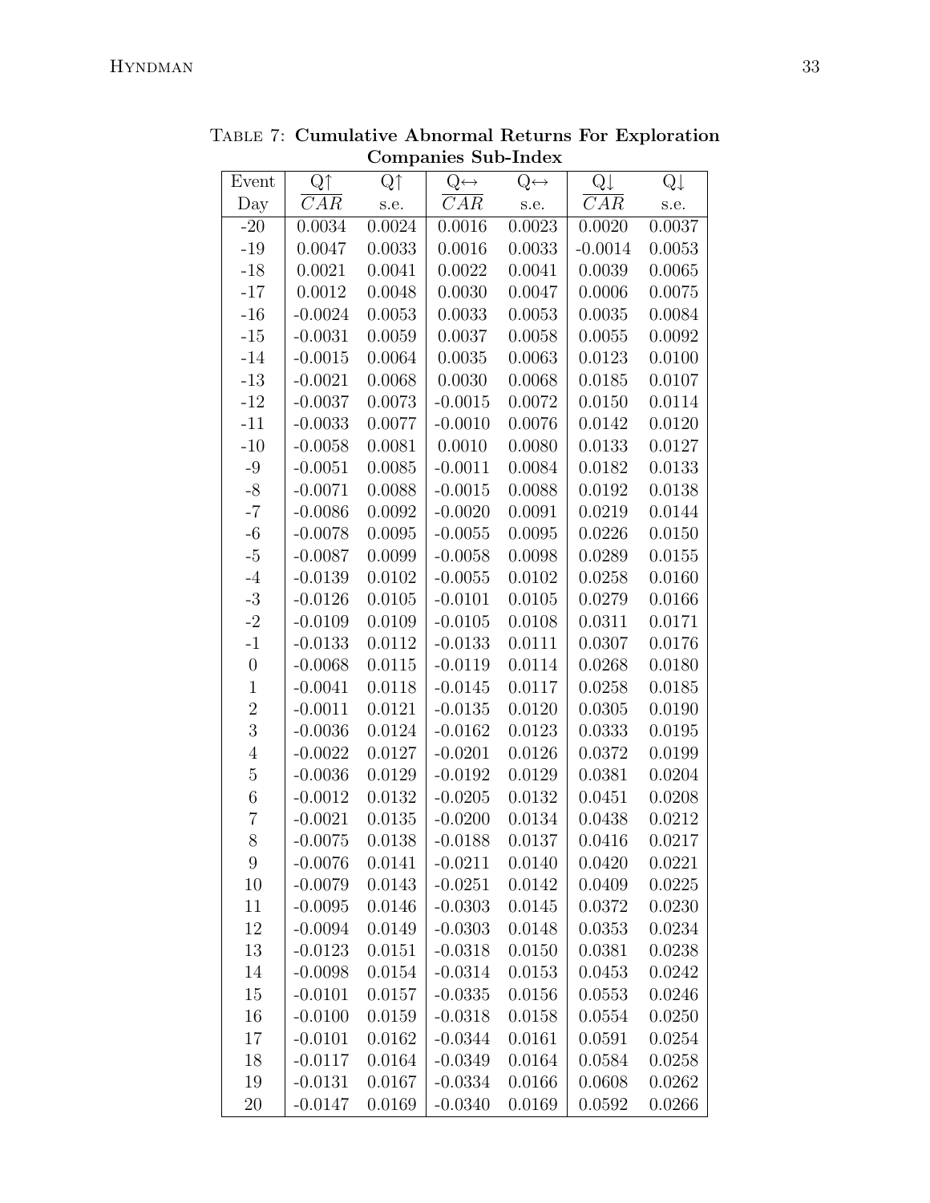Table 7: **Cumulative Abnormal Returns For Exploration Companies Sub-Index**

| Event Day | Q↑ $\overline{CAR}$ | Q↑ s.e. | Q↔ $\overline{CAR}$ | Q↔ s.e. | Q↓ $\overline{CAR}$ | Q↓ s.e. |
|---|---|---|---|---|---|---|
| -20 | 0.0034 | 0.0024 | 0.0016 | 0.0023 | 0.0020 | 0.0037 |
| -19 | 0.0047 | 0.0033 | 0.0016 | 0.0033 | -0.0014 | 0.0053 |
| -18 | 0.0021 | 0.0041 | 0.0022 | 0.0041 | 0.0039 | 0.0065 |
| -17 | 0.0012 | 0.0048 | 0.0030 | 0.0047 | 0.0006 | 0.0075 |
| -16 | -0.0024 | 0.0053 | 0.0033 | 0.0053 | 0.0035 | 0.0084 |
| -15 | -0.0031 | 0.0059 | 0.0037 | 0.0058 | 0.0055 | 0.0092 |
| -14 | -0.0015 | 0.0064 | 0.0035 | 0.0063 | 0.0123 | 0.0100 |
| -13 | -0.0021 | 0.0068 | 0.0030 | 0.0068 | 0.0185 | 0.0107 |
| -12 | -0.0037 | 0.0073 | -0.0015 | 0.0072 | 0.0150 | 0.0114 |
| -11 | -0.0033 | 0.0077 | -0.0010 | 0.0076 | 0.0142 | 0.0120 |
| -10 | -0.0058 | 0.0081 | 0.0010 | 0.0080 | 0.0133 | 0.0127 |
| -9 | -0.0051 | 0.0085 | -0.0011 | 0.0084 | 0.0182 | 0.0133 |
| -8 | -0.0071 | 0.0088 | -0.0015 | 0.0088 | 0.0192 | 0.0138 |
| -7 | -0.0086 | 0.0092 | -0.0020 | 0.0091 | 0.0219 | 0.0144 |
| -6 | -0.0078 | 0.0095 | -0.0055 | 0.0095 | 0.0226 | 0.0150 |
| -5 | -0.0087 | 0.0099 | -0.0058 | 0.0098 | 0.0289 | 0.0155 |
| -4 | -0.0139 | 0.0102 | -0.0055 | 0.0102 | 0.0258 | 0.0160 |
| -3 | -0.0126 | 0.0105 | -0.0101 | 0.0105 | 0.0279 | 0.0166 |
| -2 | -0.0109 | 0.0109 | -0.0105 | 0.0108 | 0.0311 | 0.0171 |
| -1 | -0.0133 | 0.0112 | -0.0133 | 0.0111 | 0.0307 | 0.0176 |
| 0 | -0.0068 | 0.0115 | -0.0119 | 0.0114 | 0.0268 | 0.0180 |
| 1 | -0.0041 | 0.0118 | -0.0145 | 0.0117 | 0.0258 | 0.0185 |
| 2 | -0.0011 | 0.0121 | -0.0135 | 0.0120 | 0.0305 | 0.0190 |
| 3 | -0.0036 | 0.0124 | -0.0162 | 0.0123 | 0.0333 | 0.0195 |
| 4 | -0.0022 | 0.0127 | -0.0201 | 0.0126 | 0.0372 | 0.0199 |
| 5 | -0.0036 | 0.0129 | -0.0192 | 0.0129 | 0.0381 | 0.0204 |
| 6 | -0.0012 | 0.0132 | -0.0205 | 0.0132 | 0.0451 | 0.0208 |
| 7 | -0.0021 | 0.0135 | -0.0200 | 0.0134 | 0.0438 | 0.0212 |
| 8 | -0.0075 | 0.0138 | -0.0188 | 0.0137 | 0.0416 | 0.0217 |
| 9 | -0.0076 | 0.0141 | -0.0211 | 0.0140 | 0.0420 | 0.0221 |
| 10 | -0.0079 | 0.0143 | -0.0251 | 0.0142 | 0.0409 | 0.0225 |
| 11 | -0.0095 | 0.0146 | -0.0303 | 0.0145 | 0.0372 | 0.0230 |
| 12 | -0.0094 | 0.0149 | -0.0303 | 0.0148 | 0.0353 | 0.0234 |
| 13 | -0.0123 | 0.0151 | -0.0318 | 0.0150 | 0.0381 | 0.0238 |
| 14 | -0.0098 | 0.0154 | -0.0314 | 0.0153 | 0.0453 | 0.0242 |
| 15 | -0.0101 | 0.0157 | -0.0335 | 0.0156 | 0.0553 | 0.0246 |
| 16 | -0.0100 | 0.0159 | -0.0318 | 0.0158 | 0.0554 | 0.0250 |
| 17 | -0.0101 | 0.0162 | -0.0344 | 0.0161 | 0.0591 | 0.0254 |
| 18 | -0.0117 | 0.0164 | -0.0349 | 0.0164 | 0.0584 | 0.0258 |
| 19 | -0.0131 | 0.0167 | -0.0334 | 0.0166 | 0.0608 | 0.0262 |
| 20 | -0.0147 | 0.0169 | -0.0340 | 0.0169 | 0.0592 | 0.0266 |